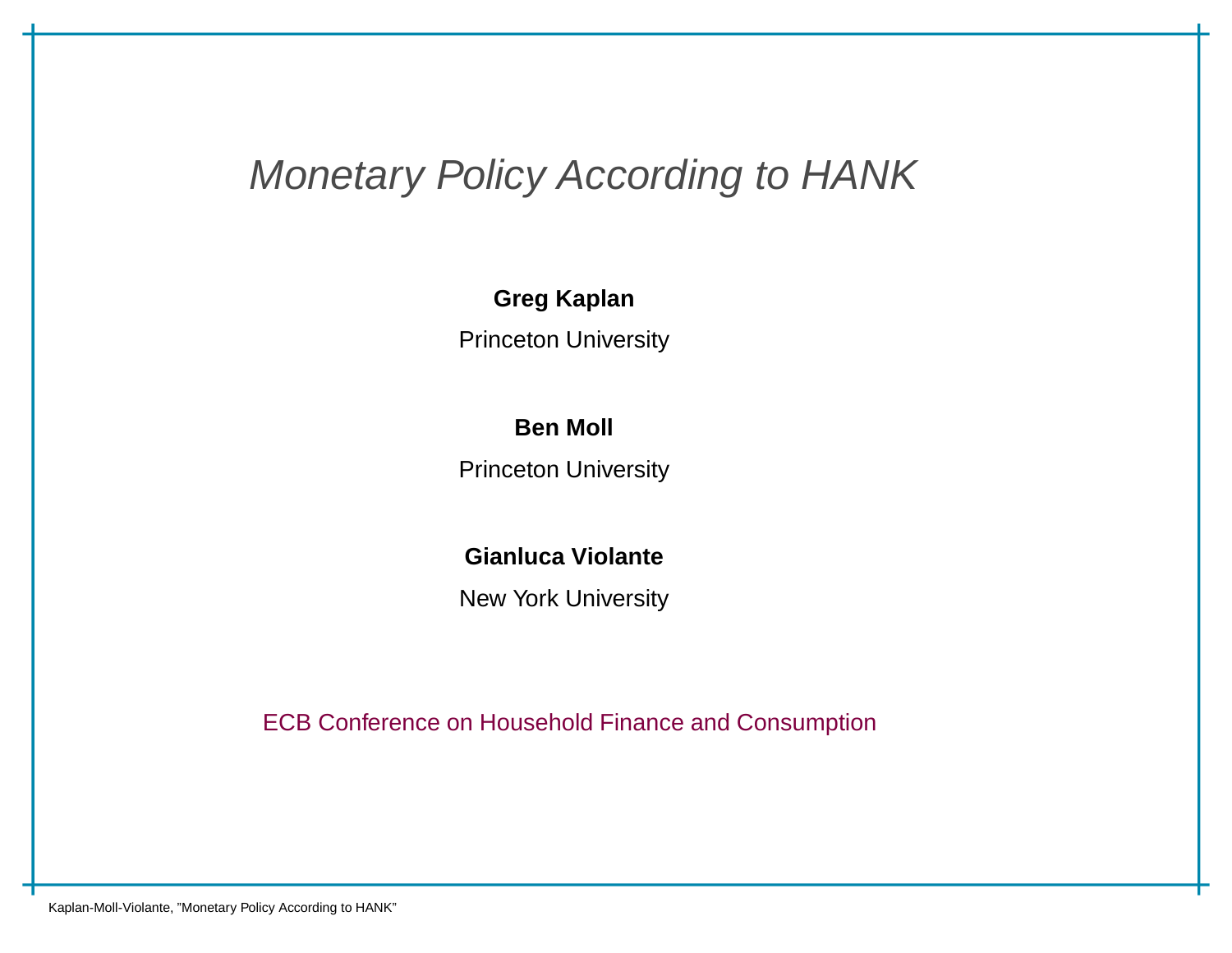# *Monetary Policy According to HANK*

**Greg Kaplan**

Princeton University

**Ben Moll**

Princeton University

**Gianluca Violante**

New York University

ECB Conference on Household Finance and Consumption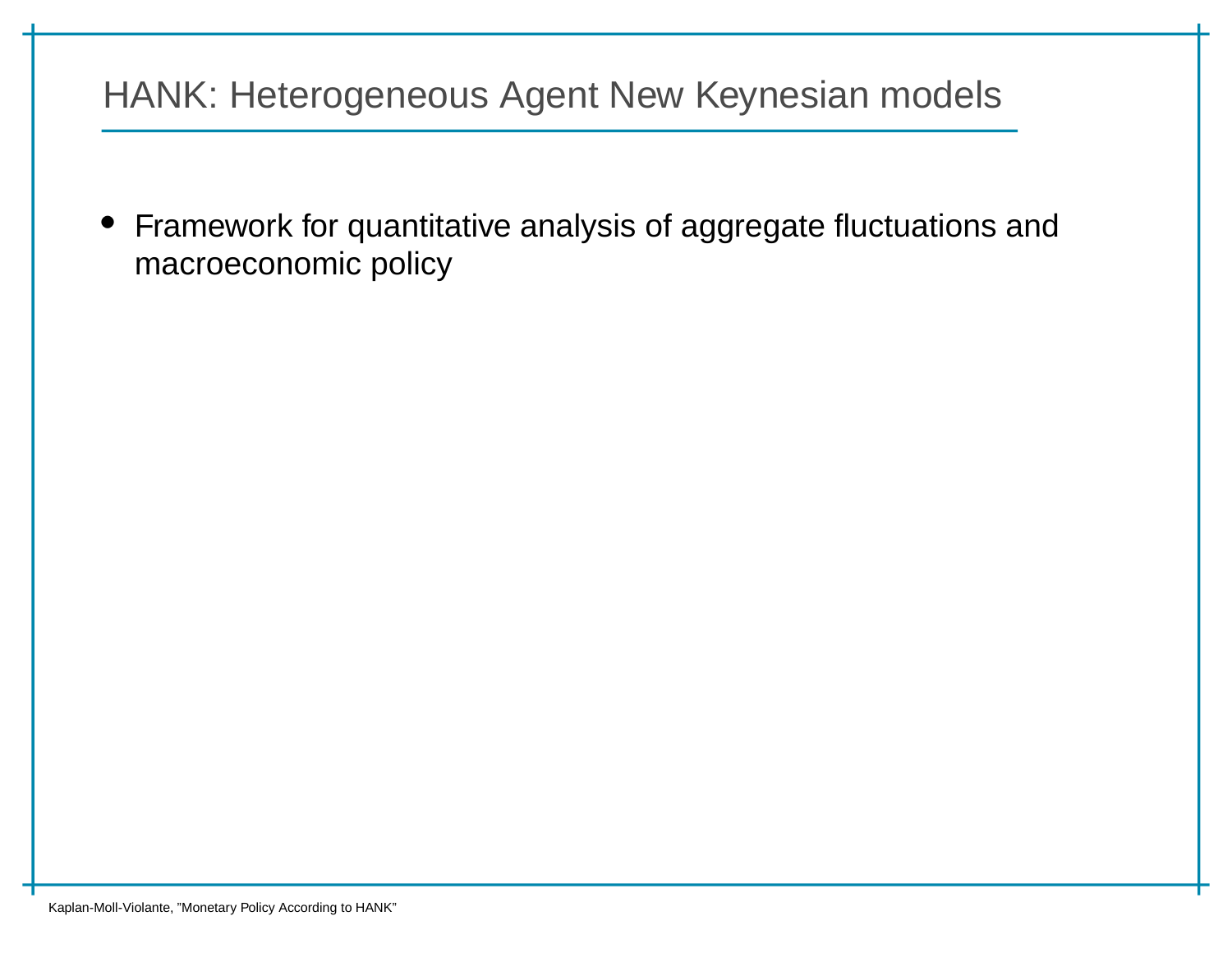# HANK: Heterogeneous Agent New Keynesian models

- Framework for quantitative analysis of aggregate fluctuations and macroeconomic policy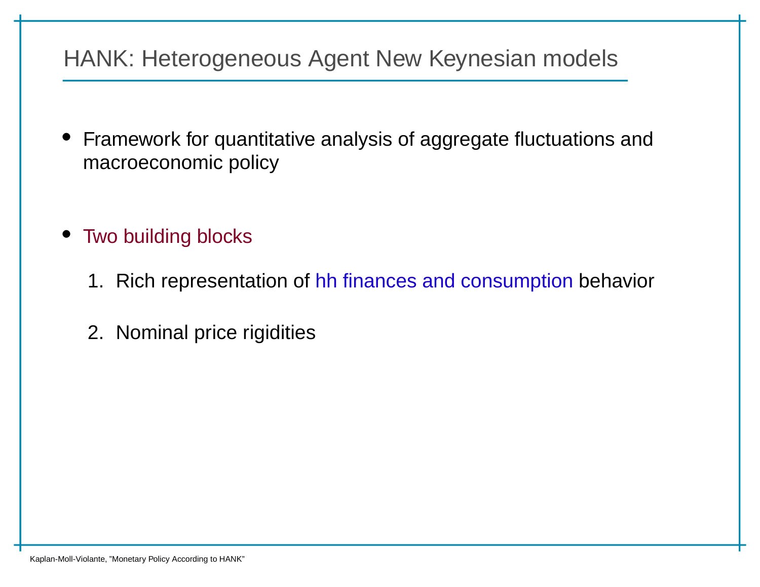# HANK: Heterogeneous Agent New Keynesian models

- Framework for quantitative analysis of aggregate fluctuations and macroeconomic policy

- Two building blocks

  1. Rich representation of hh finances and consumption behavior

  2. Nominal price rigidities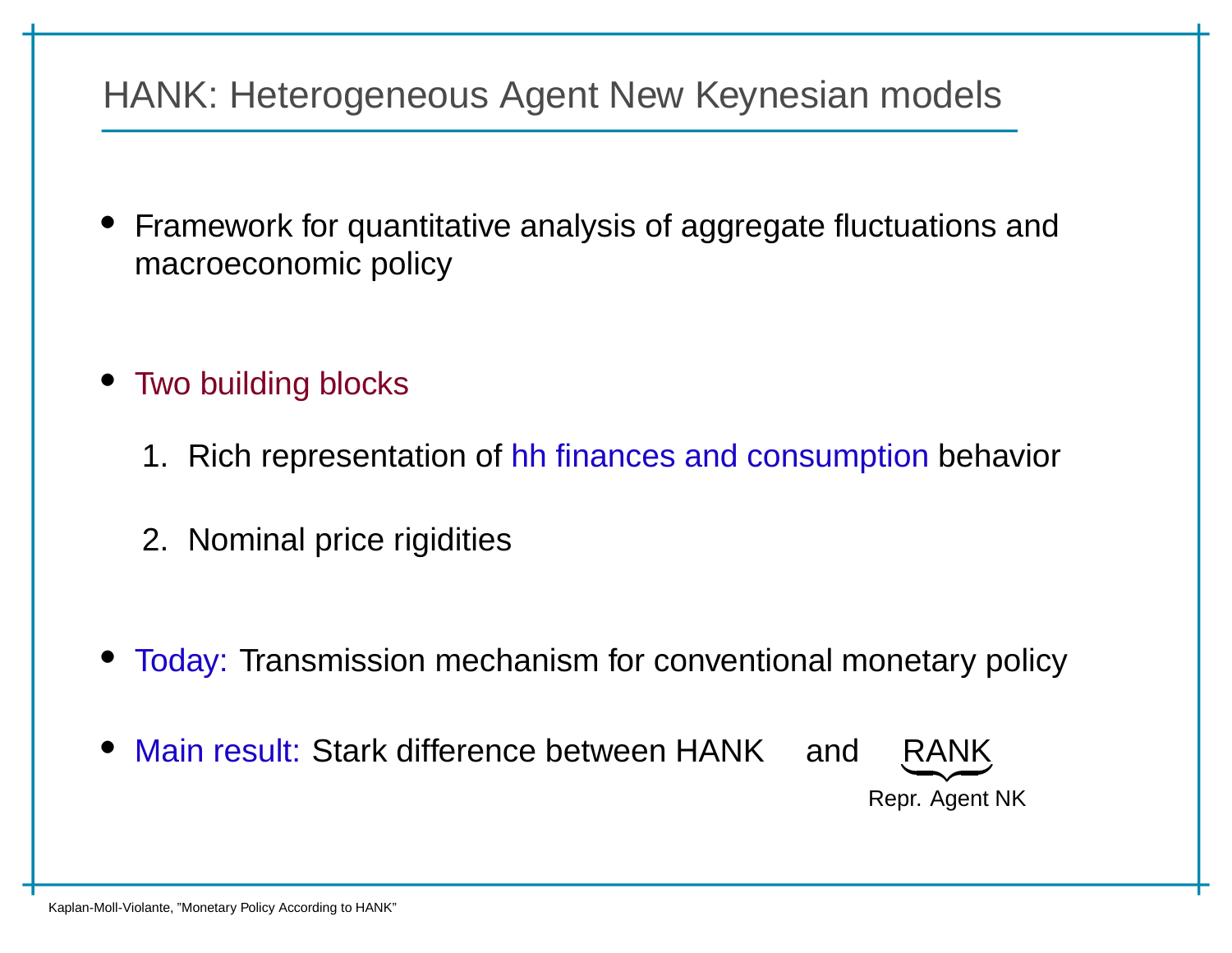# HANK: Heterogeneous Agent New Keynesian models

- Framework for quantitative analysis of aggregate fluctuations and macroeconomic policy

- Two building blocks

  1. Rich representation of hh finances and consumption behavior
  2. Nominal price rigidities

- Today: Transmission mechanism for conventional monetary policy

- Main result: Stark difference between HANK and $\underbrace{\text{RANK}}_{\text{Repr. Agent NK}}$

Kaplan-Moll-Violante, "Monetary Policy According to HANK"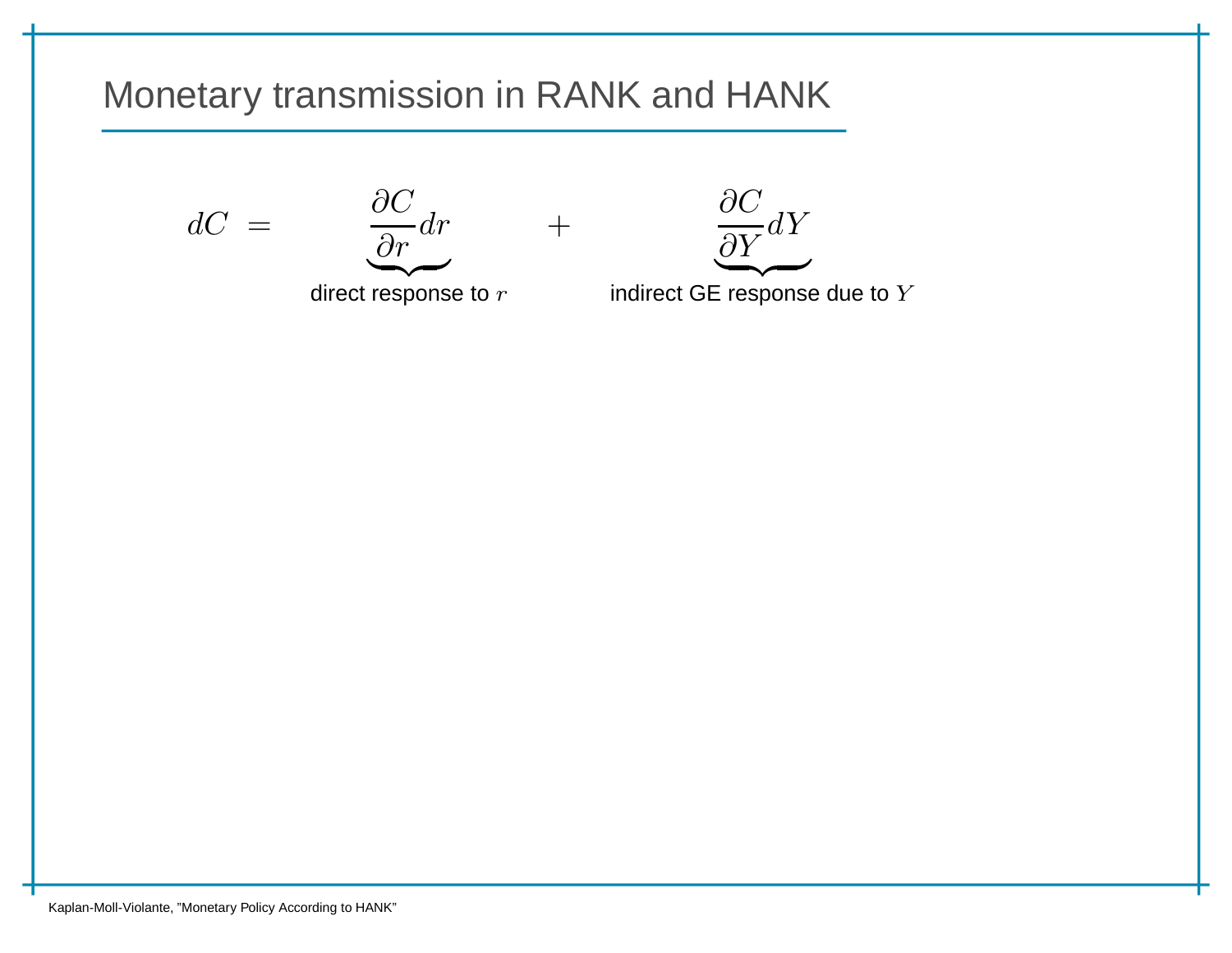# Monetary transmission in RANK and HANK

$$dC = \underbrace{\frac{\partial C}{\partial r} dr}_{\text{direct response to } r} + \underbrace{\frac{\partial C}{\partial Y} dY}_{\text{indirect GE response due to } Y}$$

Kaplan-Moll-Violante, "Monetary Policy According to HANK"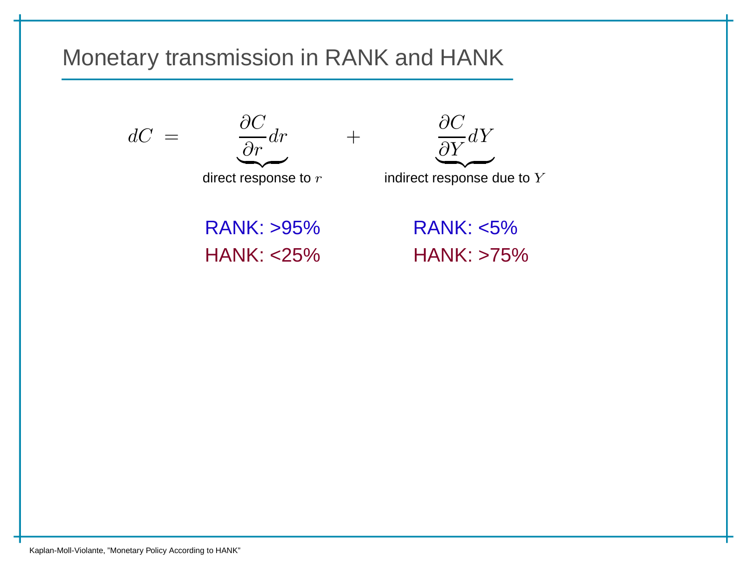# Monetary transmission in RANK and HANK

$$dC = \underbrace{\frac{\partial C}{\partial r} dr}_{\text{direct response to } r} + \underbrace{\frac{\partial C}{\partial Y} dY}_{\text{indirect response due to } Y}$$

| Direct response to $r$ | Indirect response due to $Y$ |
| --- | --- |
| RANK: >95% | RANK: <5% |
| HANK: <25% | HANK: >75% |

Kaplan-Moll-Violante, "Monetary Policy According to HANK"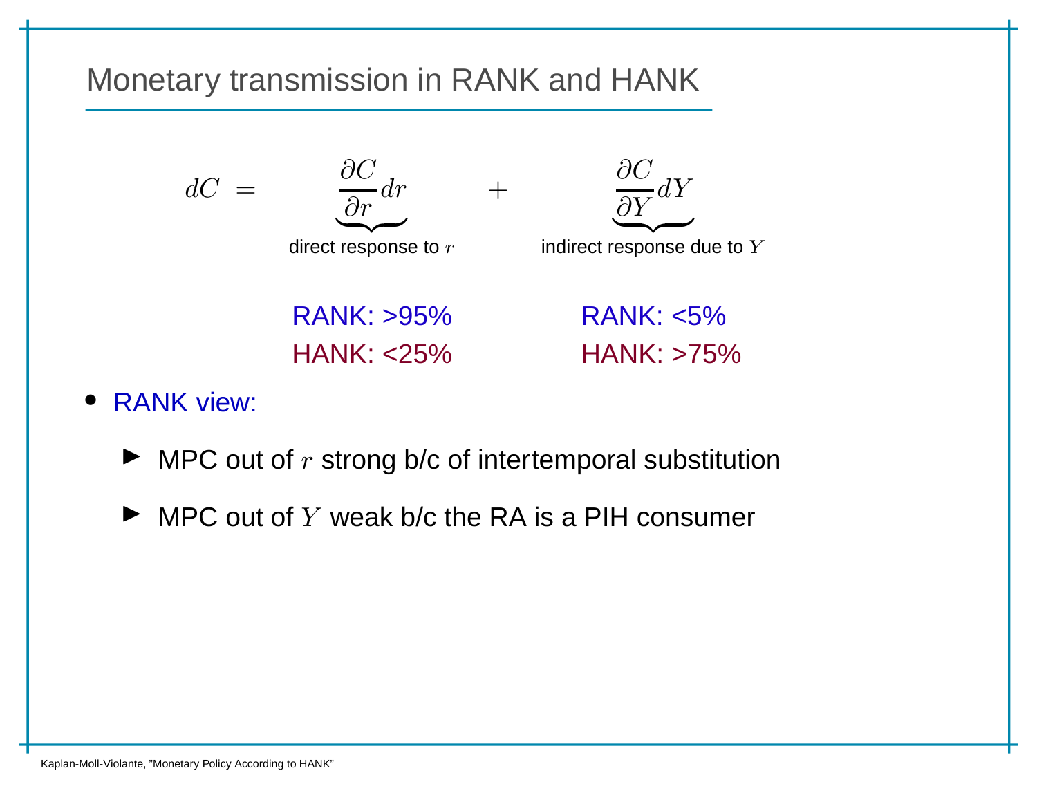# Monetary transmission in RANK and HANK

$$dC = \underbrace{\frac{\partial C}{\partial r} dr}_{\text{direct response to } r} + \underbrace{\frac{\partial C}{\partial Y} dY}_{\text{indirect response due to } Y}$$

| direct response to $r$ | indirect response due to $Y$ |
|---|---|
| RANK: >95% | RANK: <5% |
| HANK: <25% | HANK: >75% |

- RANK view:
  - MPC out of $r$ strong b/c of intertemporal substitution
  - MPC out of $Y$ weak b/c the RA is a PIH consumer

Kaplan-Moll-Violante, "Monetary Policy According to HANK"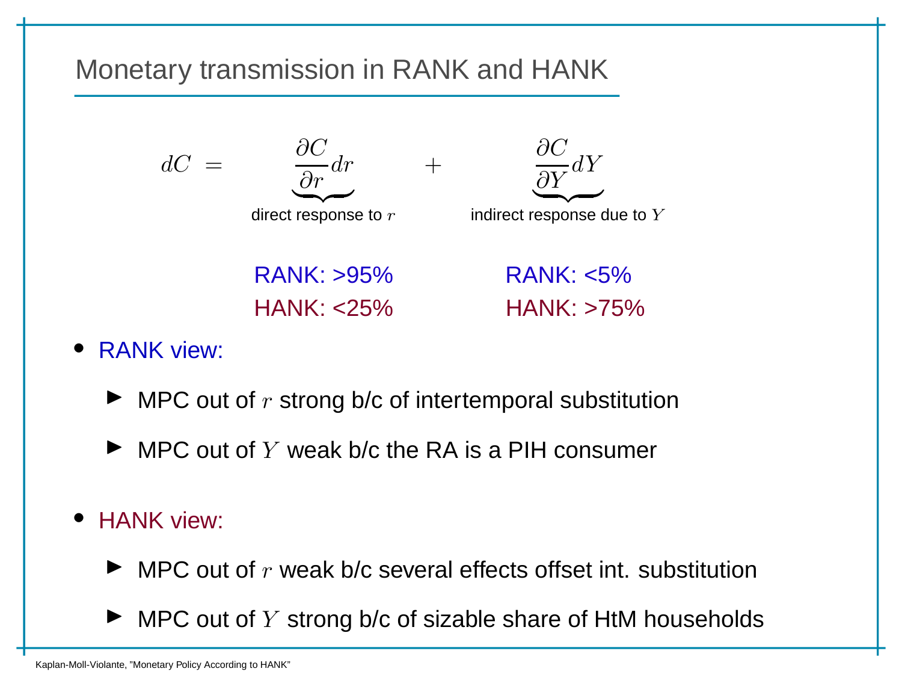# Monetary transmission in RANK and HANK

$$dC = \underbrace{\frac{\partial C}{\partial r} dr}_{\text{direct response to } r} + \underbrace{\frac{\partial C}{\partial Y} dY}_{\text{indirect response due to } Y}$$

| direct response to $r$ | indirect response due to $Y$ |
|---|---|
| RANK: >95% | RANK: <5% |
| HANK: <25% | HANK: >75% |

- RANK view:
  - MPC out of $r$ strong b/c of intertemporal substitution
  - MPC out of $Y$ weak b/c the RA is a PIH consumer
- HANK view:
  - MPC out of $r$ weak b/c several effects offset int. substitution
  - MPC out of $Y$ strong b/c of sizable share of HtM households

Kaplan-Moll-Violante, "Monetary Policy According to HANK"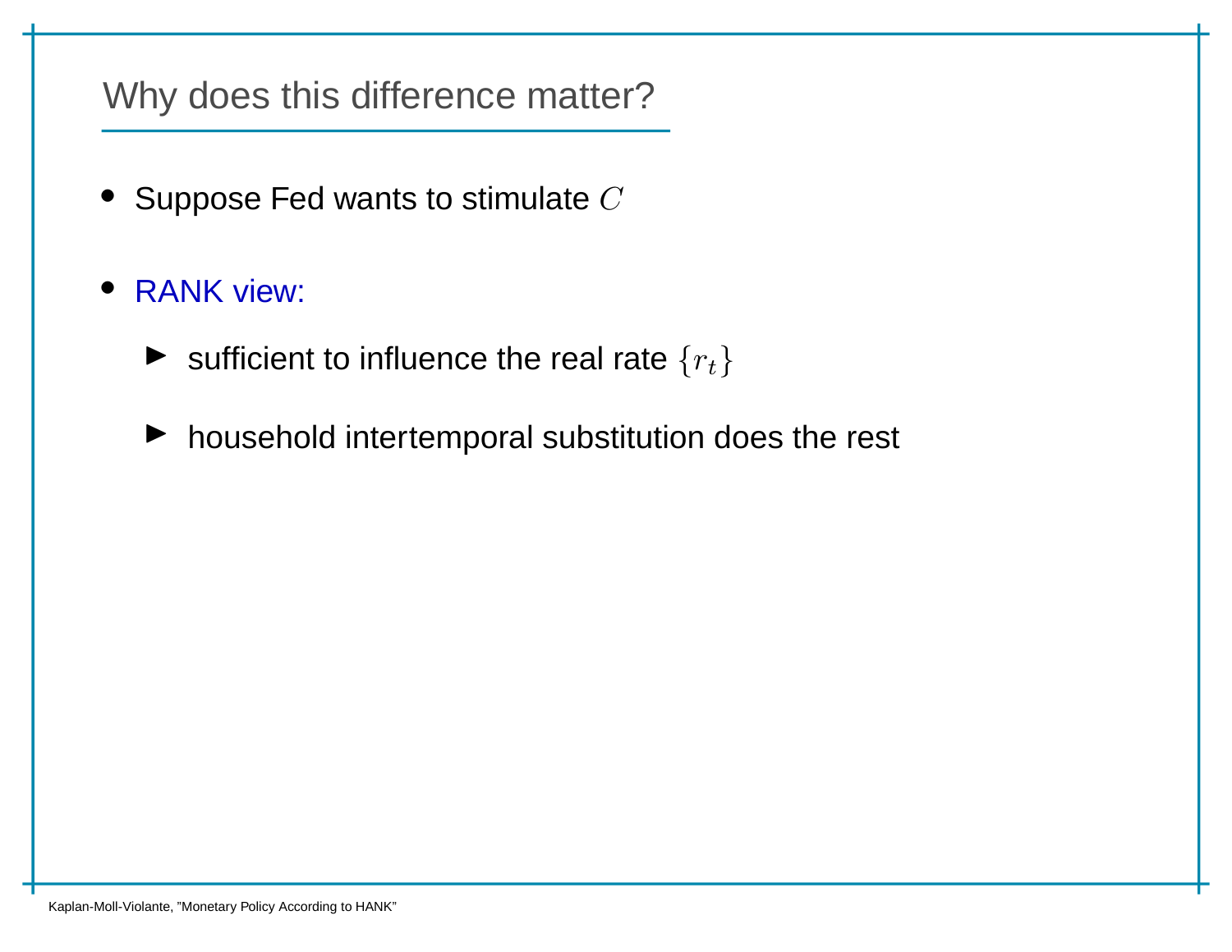## Why does this difference matter?

- Suppose Fed wants to stimulate $C$
- RANK view:
  - sufficient to influence the real rate $\{r_t\}$
  - household intertemporal substitution does the rest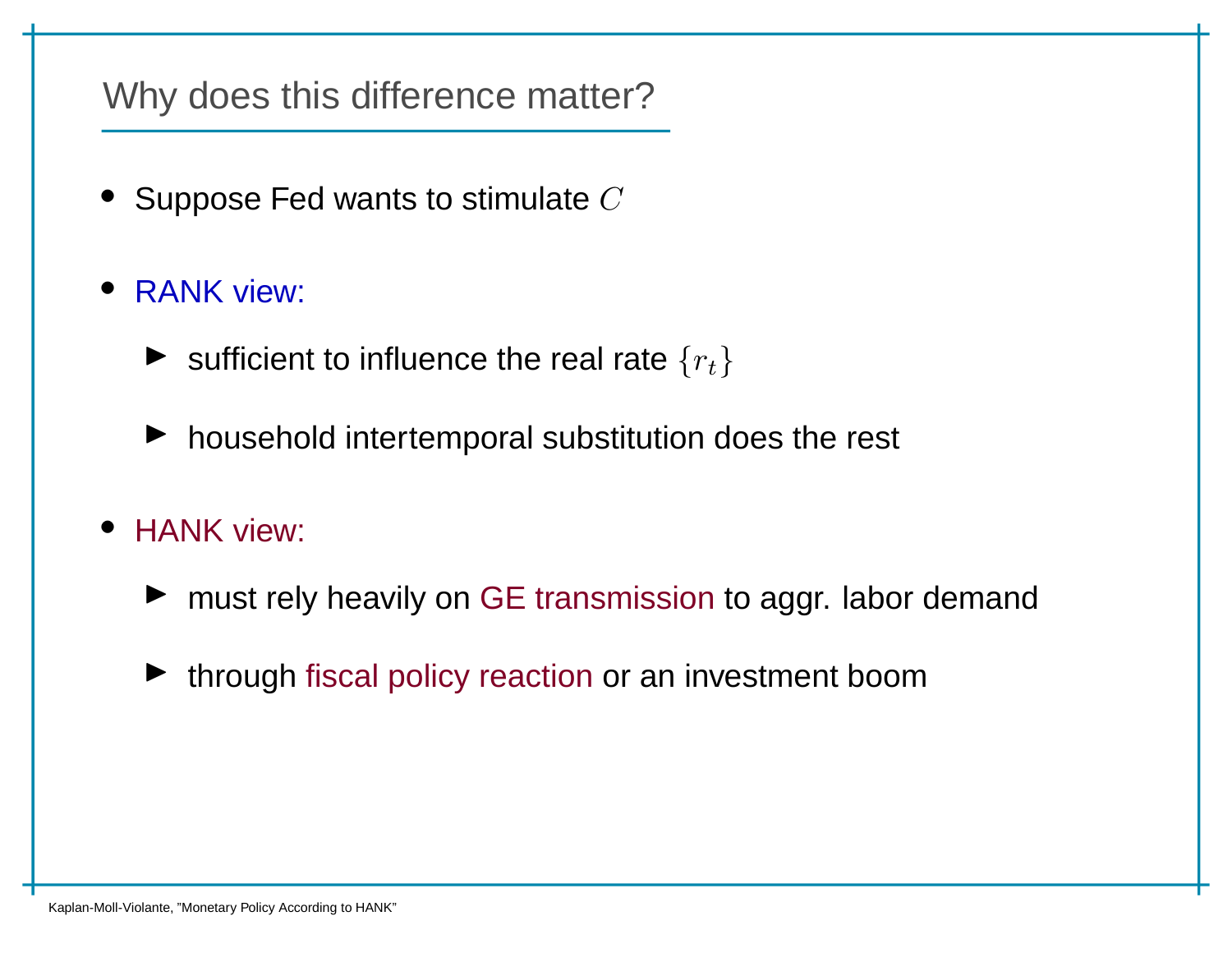## Why does this difference matter?

- Suppose Fed wants to stimulate $C$
- RANK view:
  - sufficient to influence the real rate $\{r_t\}$
  - household intertemporal substitution does the rest
- HANK view:
  - must rely heavily on GE transmission to aggr. labor demand
  - through fiscal policy reaction or an investment boom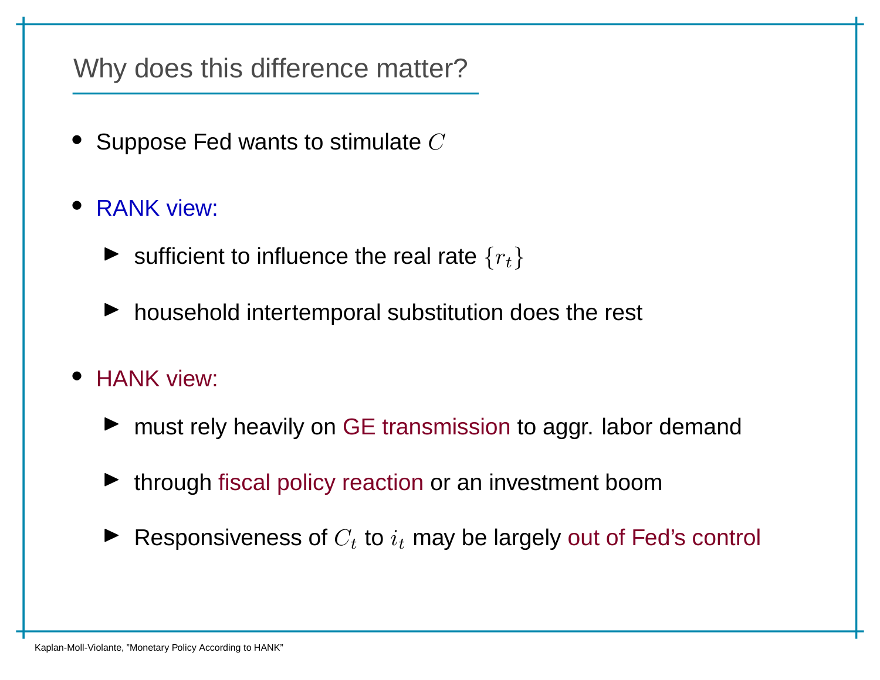## Why does this difference matter?

- Suppose Fed wants to stimulate $C$
- RANK view:
  - sufficient to influence the real rate $\{r_t\}$
  - household intertemporal substitution does the rest
- HANK view:
  - must rely heavily on GE transmission to aggr. labor demand
  - through fiscal policy reaction or an investment boom
  - Responsiveness of $C_t$ to $i_t$ may be largely out of Fed's control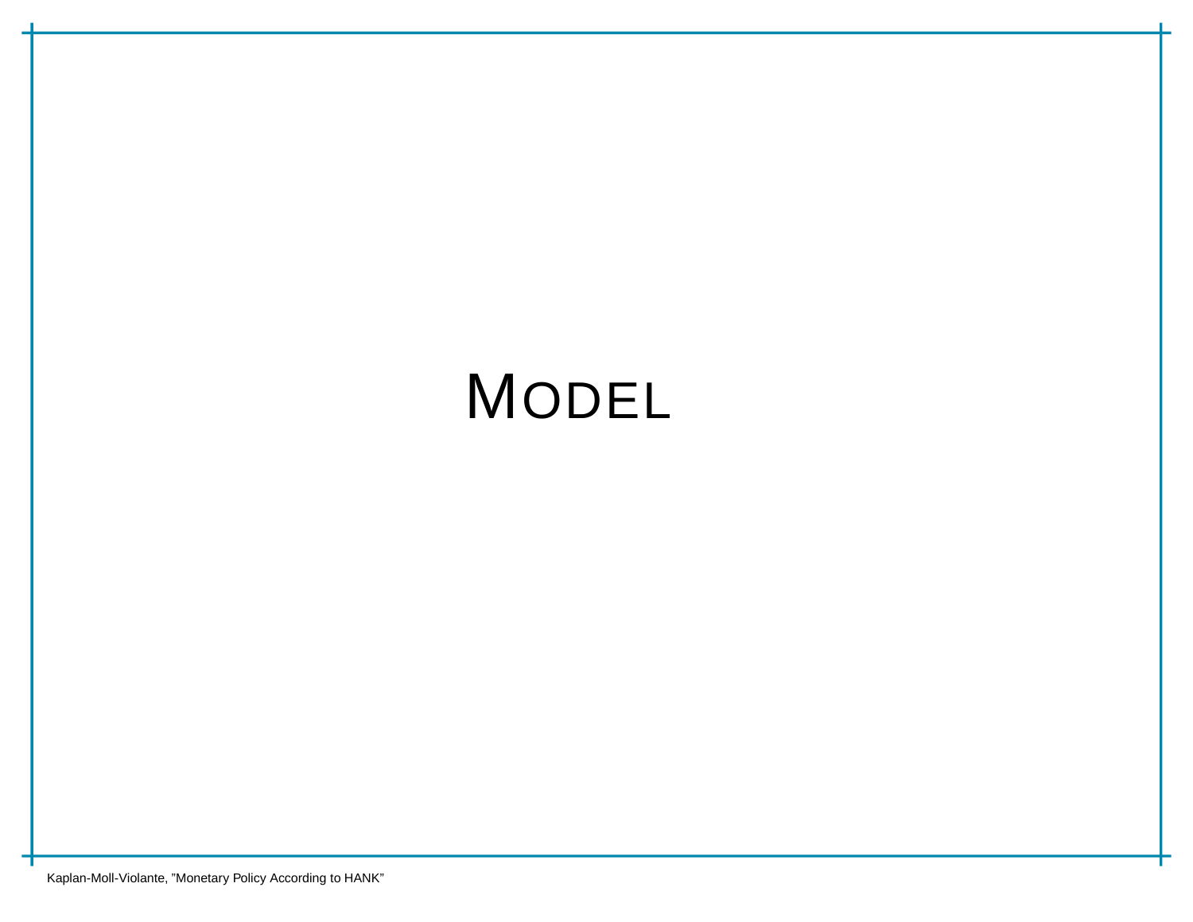# Model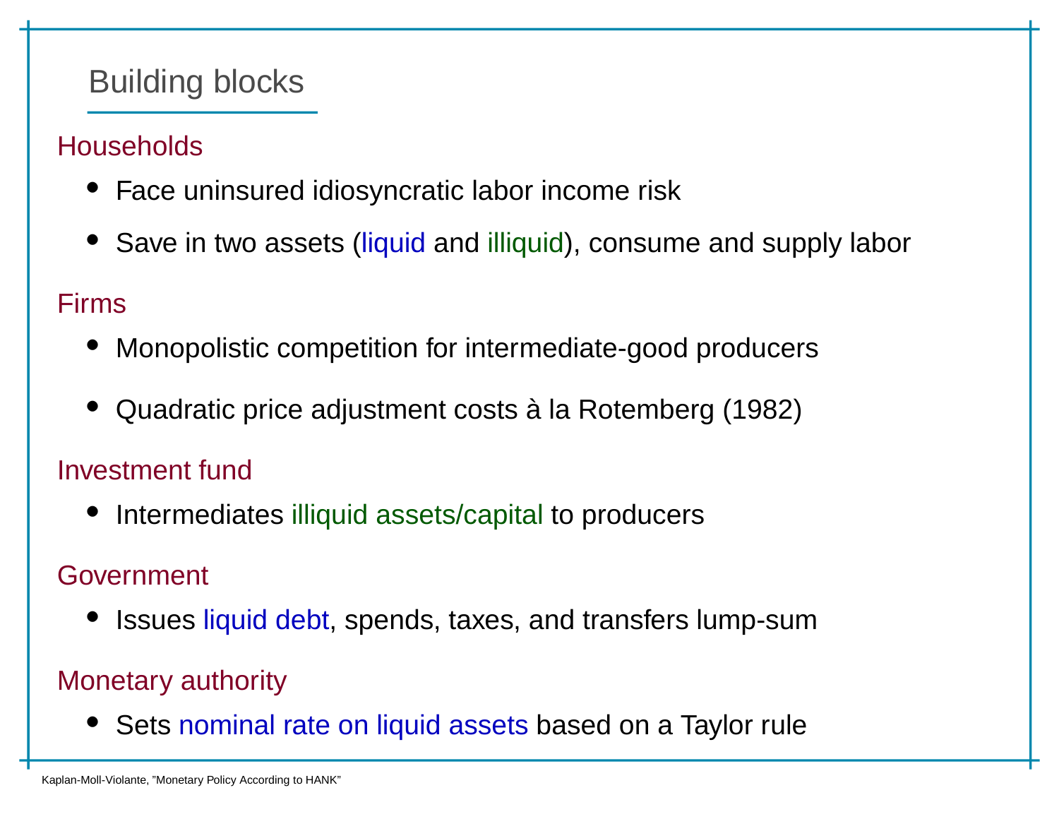# Building blocks

### Households

- Face uninsured idiosyncratic labor income risk
- Save in two assets (liquid and illiquid), consume and supply labor

### Firms

- Monopolistic competition for intermediate-good producers
- Quadratic price adjustment costs à la Rotemberg (1982)

### Investment fund

- Intermediates illiquid assets/capital to producers

### Government

- Issues liquid debt, spends, taxes, and transfers lump-sum

### Monetary authority

- Sets nominal rate on liquid assets based on a Taylor rule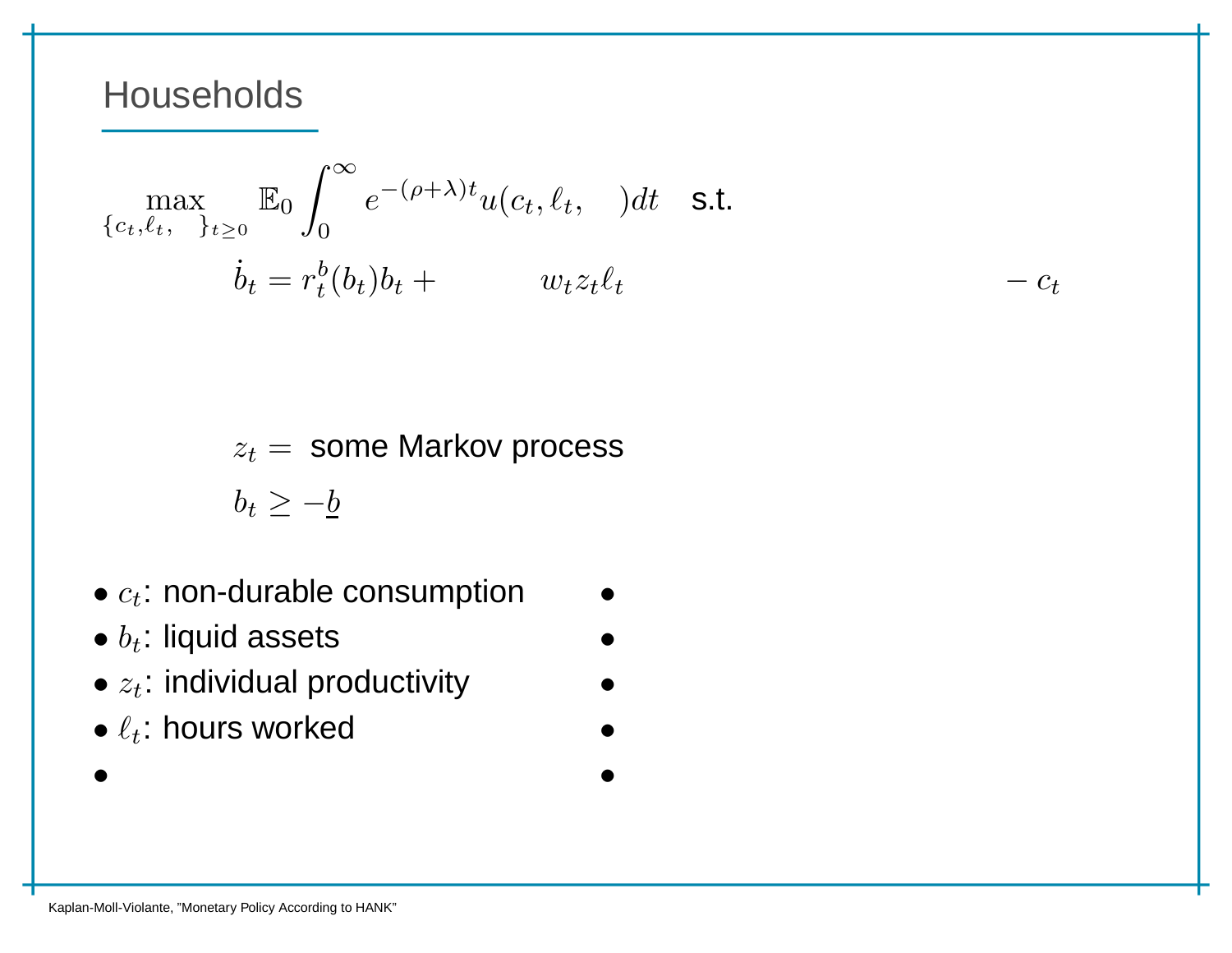## Households

$$\max_{\{c_t, \ell_t, \quad\}_{t \geq 0}} \mathbb{E}_0 \int_0^\infty e^{-(\rho+\lambda)t} u(c_t, \ell_t, \quad) dt \quad \text{s.t.}$$

$$\dot{b}_t = r_t^b(b_t) b_t + \qquad w_t z_t \ell_t \qquad\qquad\qquad\qquad - c_t$$

$$z_t = \text{ some Markov process}$$

$$b_t \geq -\underline{b}$$

- $c_t$: non-durable consumption
- $b_t$: liquid assets
- $z_t$: individual productivity
- $\ell_t$: hours worked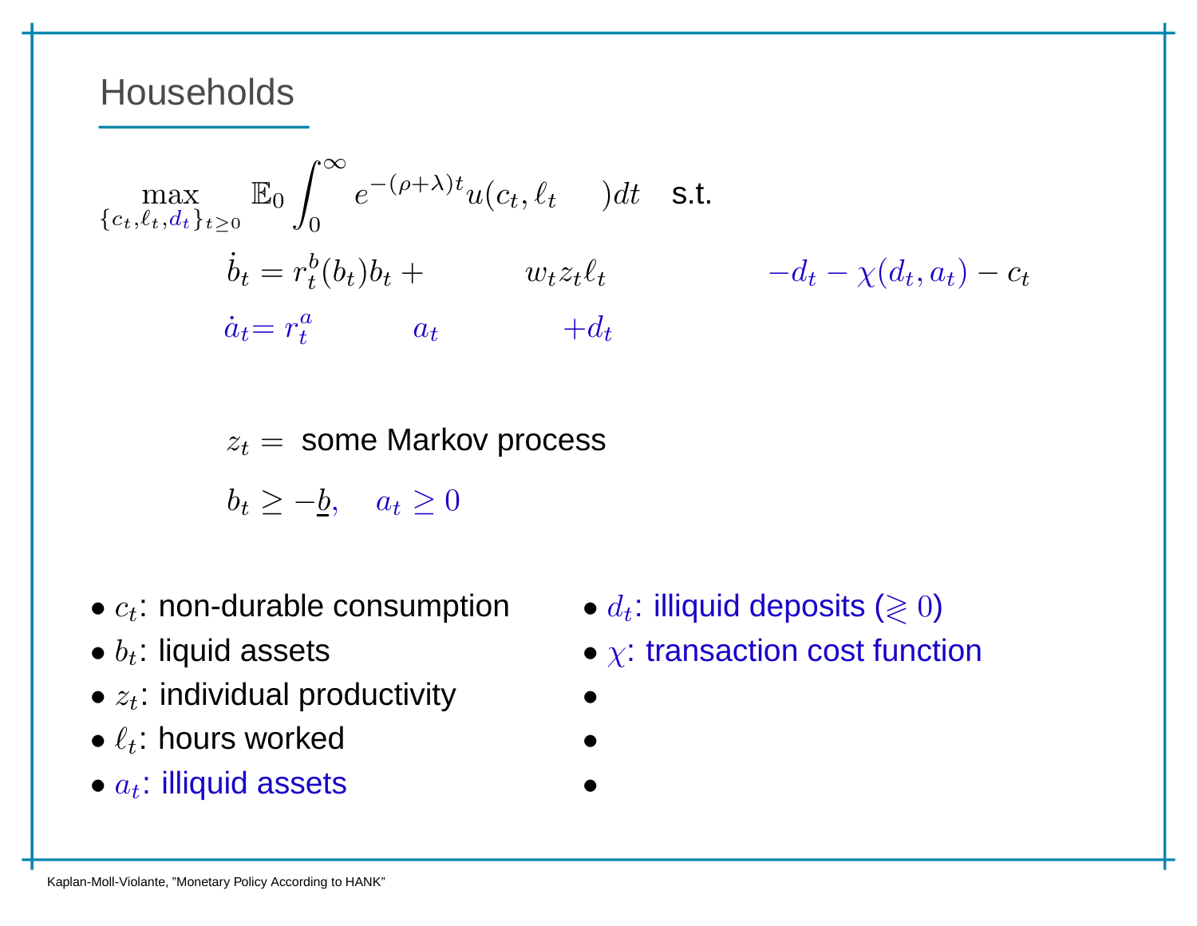## Households

$$\max_{\{c_t, \ell_t, d_t\}_{t\geq 0}} \mathbb{E}_0 \int_0^\infty e^{-(\rho+\lambda)t} u(c_t, \ell_t)dt \quad \text{s.t.}$$

$$\dot{b}_t = r_t^b(b_t)b_t + w_t z_t \ell_t - d_t - \chi(d_t, a_t) - c_t$$

$$\dot{a}_t = r_t^a a_t + d_t$$

$$z_t = \text{ some Markov process}$$

$$b_t \geq -\underline{b}, \quad a_t \geq 0$$

- $c_t$: non-durable consumption
- $b_t$: liquid assets
- $z_t$: individual productivity
- $\ell_t$: hours worked
- $a_t$: illiquid assets
- $d_t$: illiquid deposits ($\gtrless 0$)
- $\chi$: transaction cost function

Kaplan-Moll-Violante, "Monetary Policy According to HANK"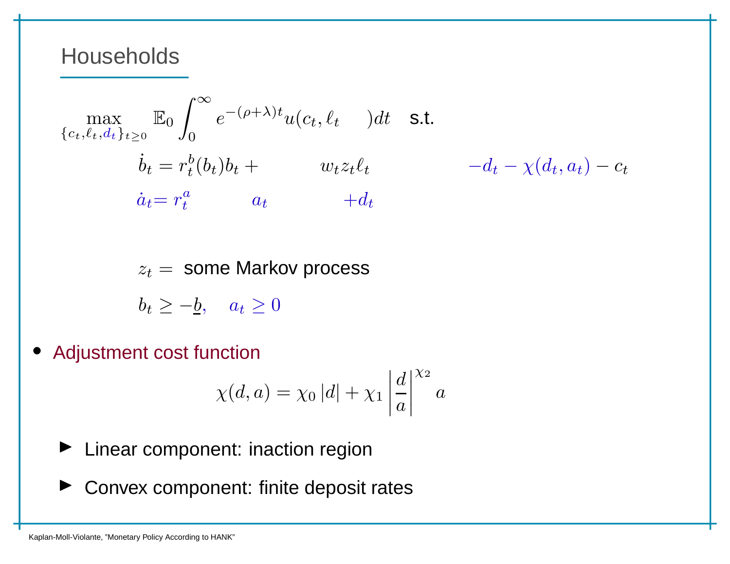## Households

$$\max_{\{c_t,\ell_t,d_t\}_{t\geq 0}} \mathbb{E}_0 \int_0^\infty e^{-(\rho+\lambda)t} u(c_t,\ell_t)dt \quad \text{s.t.}$$

$$\dot{b}_t = r_t^b(b_t)b_t + w_t z_t \ell_t - d_t - \chi(d_t,a_t) - c_t$$

$$\dot{a}_t = r_t^a a_t + d_t$$

$$z_t = \text{ some Markov process}$$

$$b_t \geq -\underline{b}, \quad a_t \geq 0$$

- Adjustment cost function

$$\chi(d,a) = \chi_0 |d| + \chi_1 \left|\frac{d}{a}\right|^{\chi_2} a$$

  - Linear component: inaction region
  - Convex component: finite deposit rates

Kaplan-Moll-Violante, "Monetary Policy According to HANK"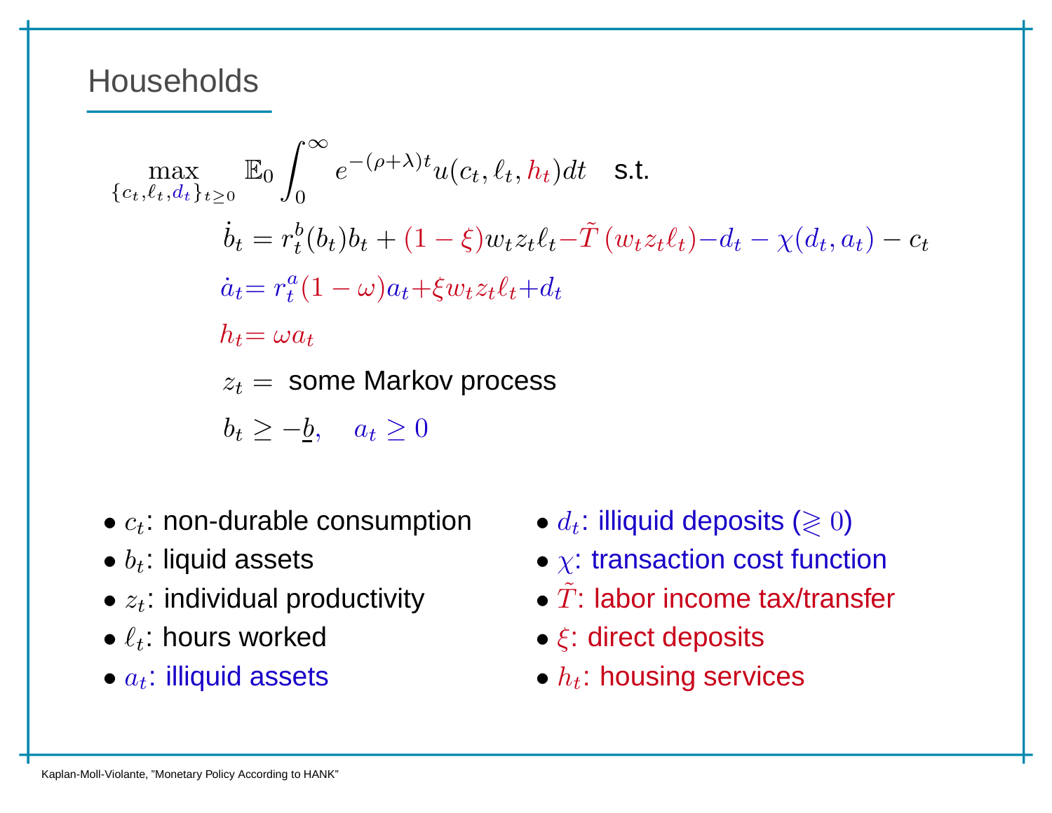# Households

$$\max_{\{c_t,\ell_t,d_t\}_{t\geq 0}} \mathbb{E}_0 \int_0^\infty e^{-(\rho+\lambda)t} u(c_t, \ell_t, h_t) dt \quad \text{s.t.}$$

$$\dot{b}_t = r_t^b(b_t) b_t + (1-\xi) w_t z_t \ell_t - \tilde{T}(w_t z_t \ell_t) - d_t - \chi(d_t, a_t) - c_t$$

$$\dot{a}_t = r_t^a (1-\omega) a_t + \xi w_t z_t \ell_t + d_t$$

$$h_t = \omega a_t$$

$$z_t = \text{ some Markov process}$$

$$b_t \geq -\underline{b}, \quad a_t \geq 0$$

- $c_t$: non-durable consumption
- $b_t$: liquid assets
- $z_t$: individual productivity
- $\ell_t$: hours worked
- $a_t$: illiquid assets
- $d_t$: illiquid deposits ($\gtrless 0$)
- $\chi$: transaction cost function
- $\tilde{T}$: labor income tax/transfer
- $\xi$: direct deposits
- $h_t$: housing services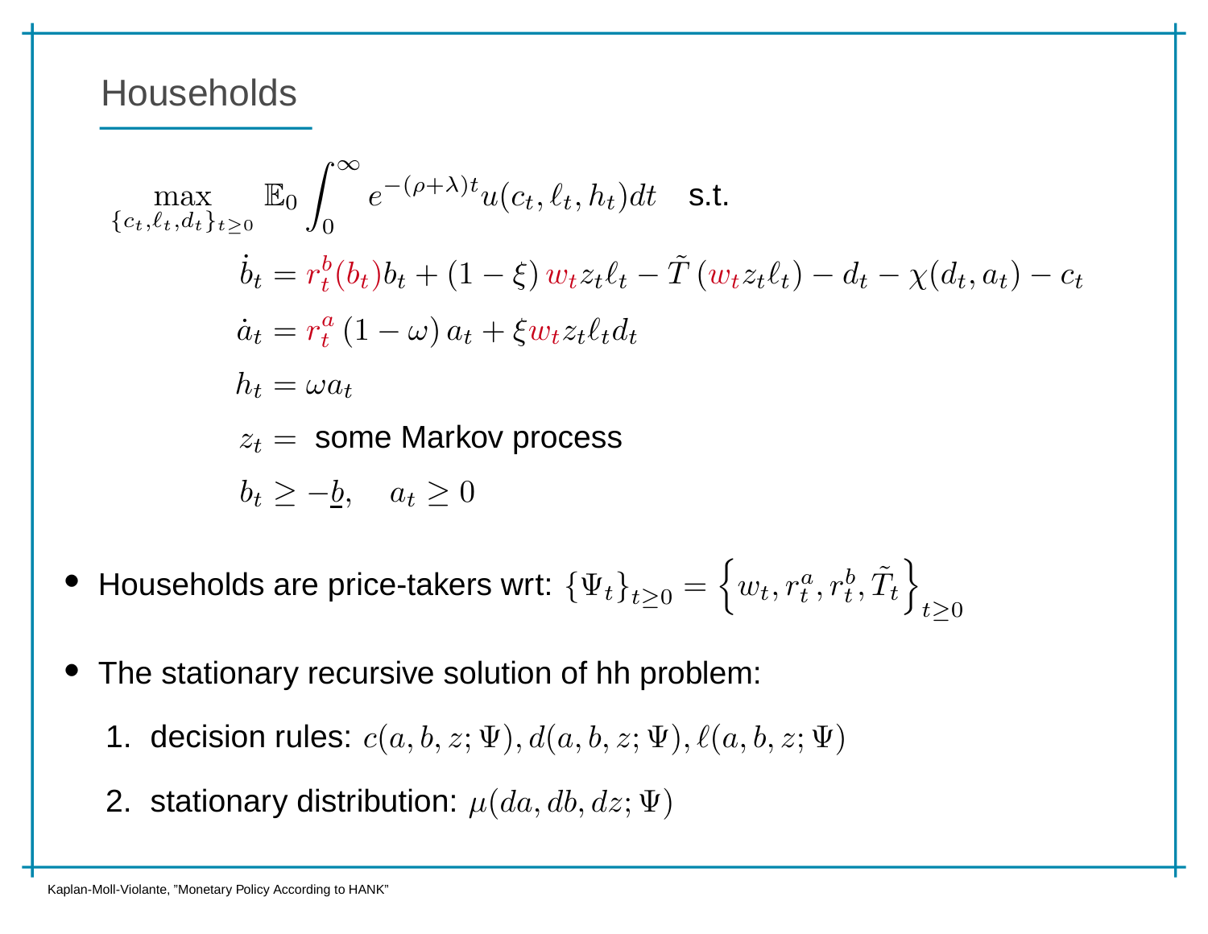# Households

$$
\max_{\{c_t,\ell_t,d_t\}_{t\geq 0}} \mathbb{E}_0 \int_0^\infty e^{-(\rho+\lambda)t} u(c_t,\ell_t,h_t)dt \quad \text{s.t.}
$$

$$
\begin{aligned}
\dot{b}_t &= r_t^b(b_t) b_t + (1-\xi)\, w_t z_t \ell_t - \tilde{T}\left(w_t z_t \ell_t\right) - d_t - \chi(d_t, a_t) - c_t \\
\dot{a}_t &= r_t^a \left(1-\omega\right) a_t + \xi w_t z_t \ell_t d_t \\
h_t &= \omega a_t \\
z_t &= \text{ some Markov process} \\
b_t &\geq -\underline{b}, \quad a_t \geq 0
\end{aligned}
$$

- Households are price-takers wrt: $\{\Psi_t\}_{t\geq 0} = \left\{w_t, r_t^a, r_t^b, \tilde{T}_t\right\}_{t\geq 0}$
- The stationary recursive solution of hh problem:
  1. decision rules: $c(a,b,z;\Psi), d(a,b,z;\Psi), \ell(a,b,z;\Psi)$
  2. stationary distribution: $\mu(da,db,dz;\Psi)$

Kaplan-Moll-Violante, "Monetary Policy According to HANK"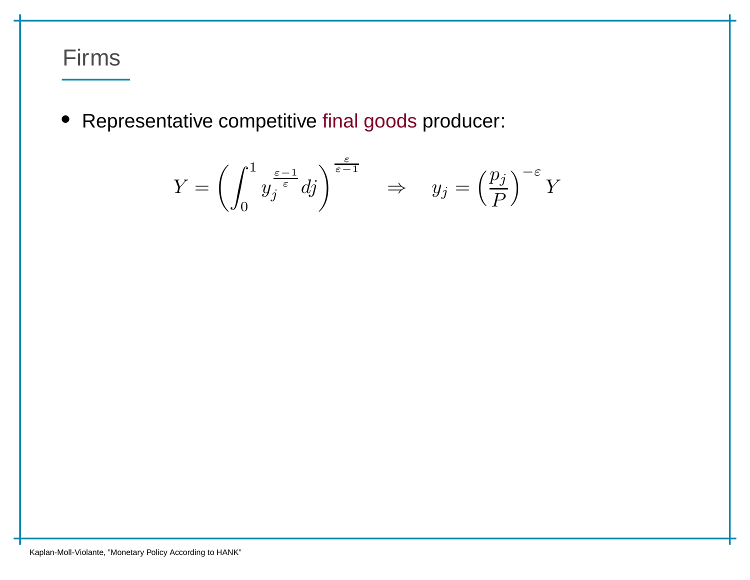# Firms

- Representative competitive final goods producer:

$$Y = \left( \int_0^1 y_j^{\frac{\varepsilon - 1}{\varepsilon}} dj \right)^{\frac{\varepsilon}{\varepsilon - 1}} \quad \Rightarrow \quad y_j = \left( \frac{p_j}{P} \right)^{-\varepsilon} Y$$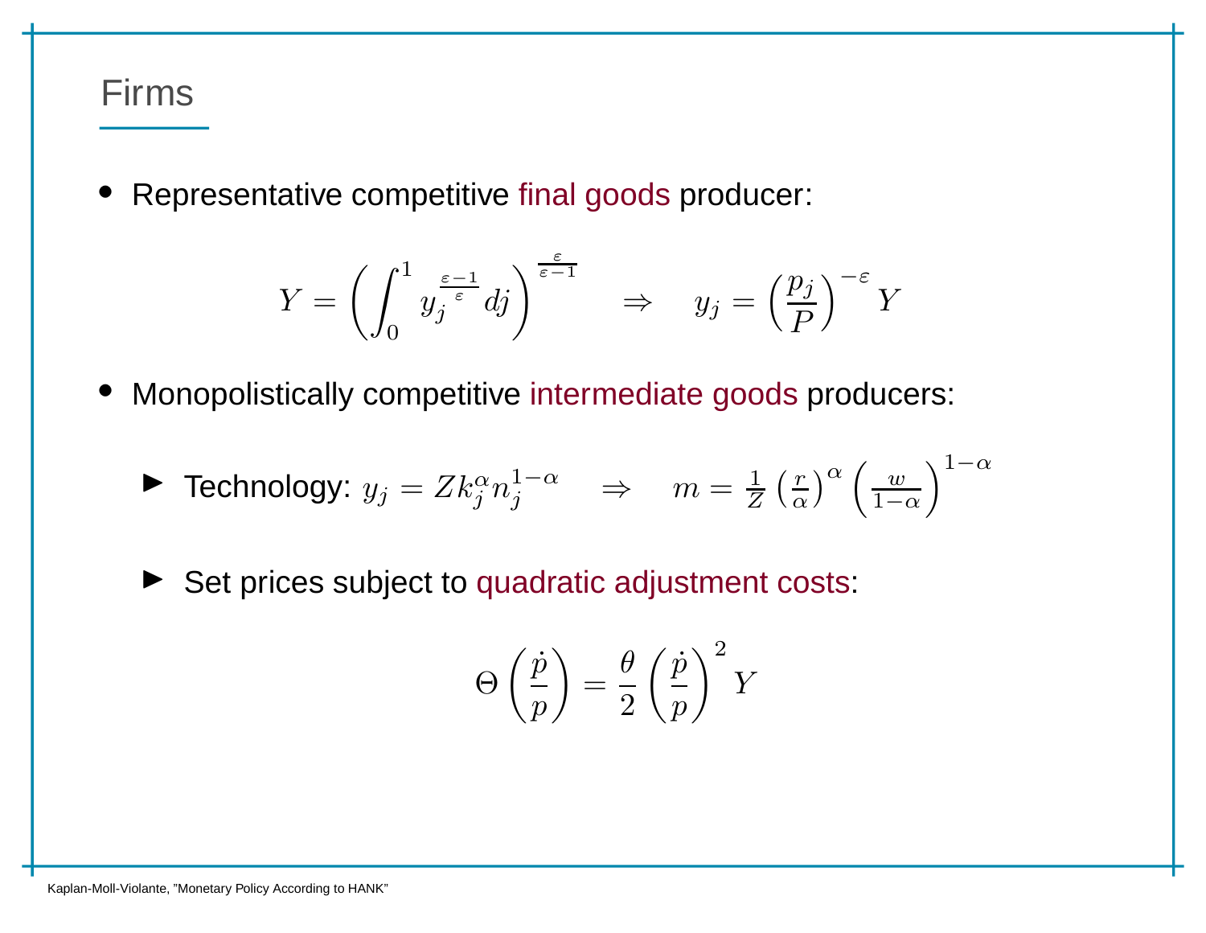# Firms

- Representative competitive final goods producer:

$$Y = \left( \int_0^1 y_j^{\frac{\varepsilon-1}{\varepsilon}} dj \right)^{\frac{\varepsilon}{\varepsilon-1}} \quad \Rightarrow \quad y_j = \left( \frac{p_j}{P} \right)^{-\varepsilon} Y$$

- Monopolistically competitive intermediate goods producers:
  - Technology: $y_j = Z k_j^{\alpha} n_j^{1-\alpha} \quad \Rightarrow \quad m = \frac{1}{Z} \left( \frac{r}{\alpha} \right)^{\alpha} \left( \frac{w}{1-\alpha} \right)^{1-\alpha}$
  - Set prices subject to quadratic adjustment costs:

$$\Theta \left( \frac{\dot{p}}{p} \right) = \frac{\theta}{2} \left( \frac{\dot{p}}{p} \right)^2 Y$$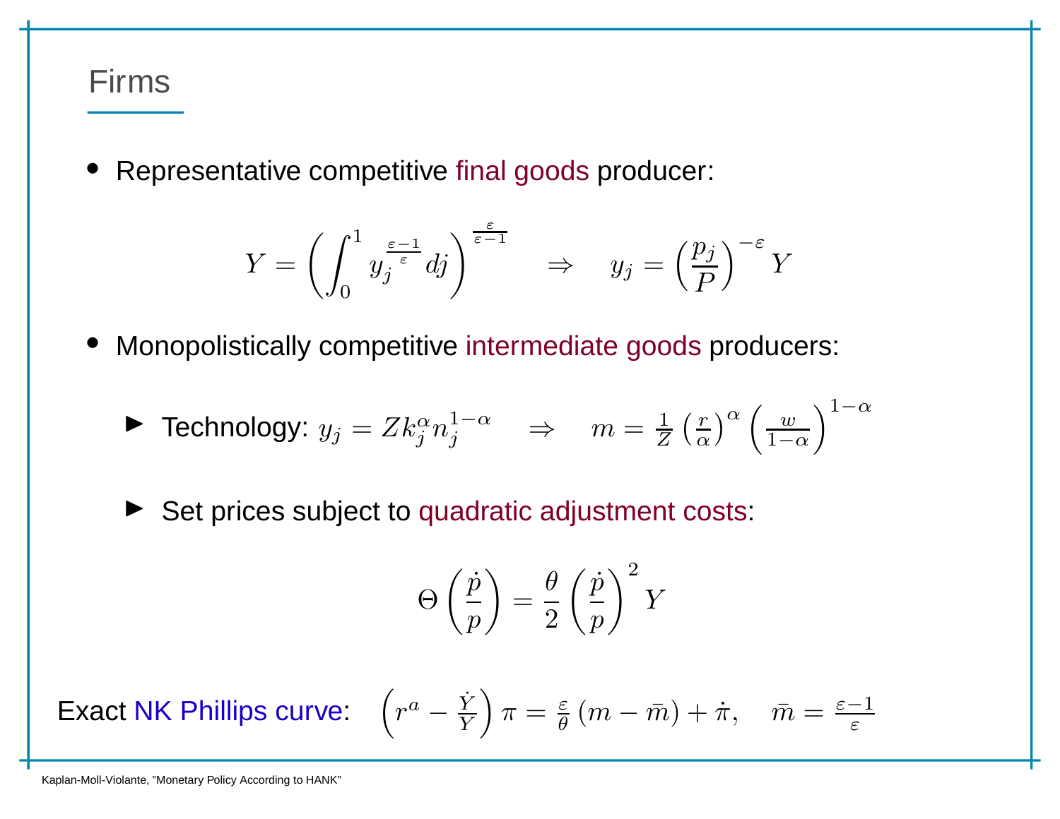## Firms

- Representative competitive final goods producer:

$$Y = \left( \int_0^1 y_j^{\frac{\varepsilon-1}{\varepsilon}} dj \right)^{\frac{\varepsilon}{\varepsilon-1}} \quad \Rightarrow \quad y_j = \left( \frac{p_j}{P} \right)^{-\varepsilon} Y$$

- Monopolistically competitive intermediate goods producers:
  - Technology: $y_j = Z k_j^{\alpha} n_j^{1-\alpha} \quad \Rightarrow \quad m = \frac{1}{Z} \left( \frac{r}{\alpha} \right)^{\alpha} \left( \frac{w}{1-\alpha} \right)^{1-\alpha}$
  - Set prices subject to quadratic adjustment costs:

$$\Theta \left( \frac{\dot{p}}{p} \right) = \frac{\theta}{2} \left( \frac{\dot{p}}{p} \right)^2 Y$$

Exact NK Phillips curve: $\left( r^a - \frac{\dot{Y}}{Y} \right) \pi = \frac{\varepsilon}{\theta} \left( m - \bar{m} \right) + \dot{\pi}, \quad \bar{m} = \frac{\varepsilon-1}{\varepsilon}$

Kaplan-Moll-Violante, "Monetary Policy According to HANK"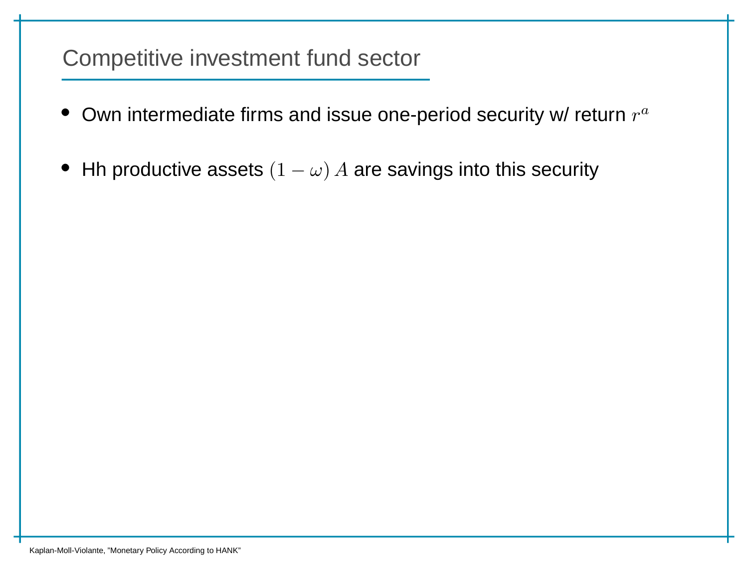## Competitive investment fund sector

- Own intermediate firms and issue one-period security w/ return $r^a$
- Hh productive assets $(1 - \omega) A$ are savings into this security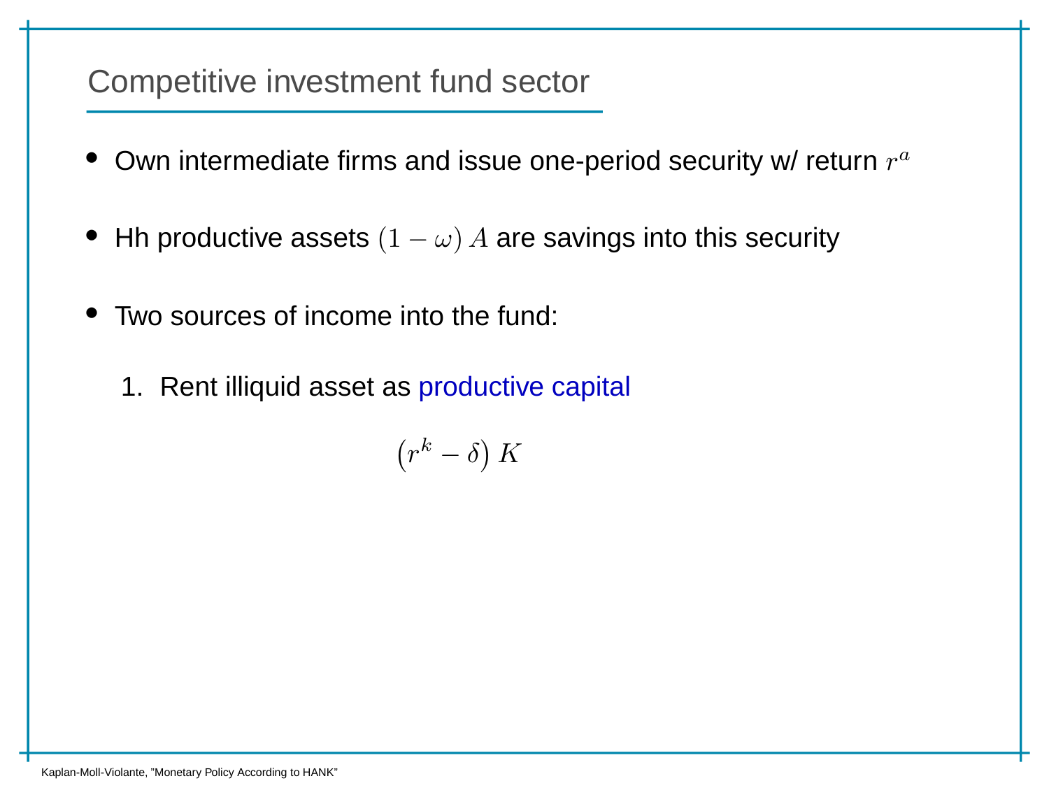## Competitive investment fund sector

- Own intermediate firms and issue one-period security w/ return $r^a$
- Hh productive assets $(1-\omega)A$ are savings into this security
- Two sources of income into the fund:
  1. Rent illiquid asset as productive capital

$$\left(r^k - \delta\right) K$$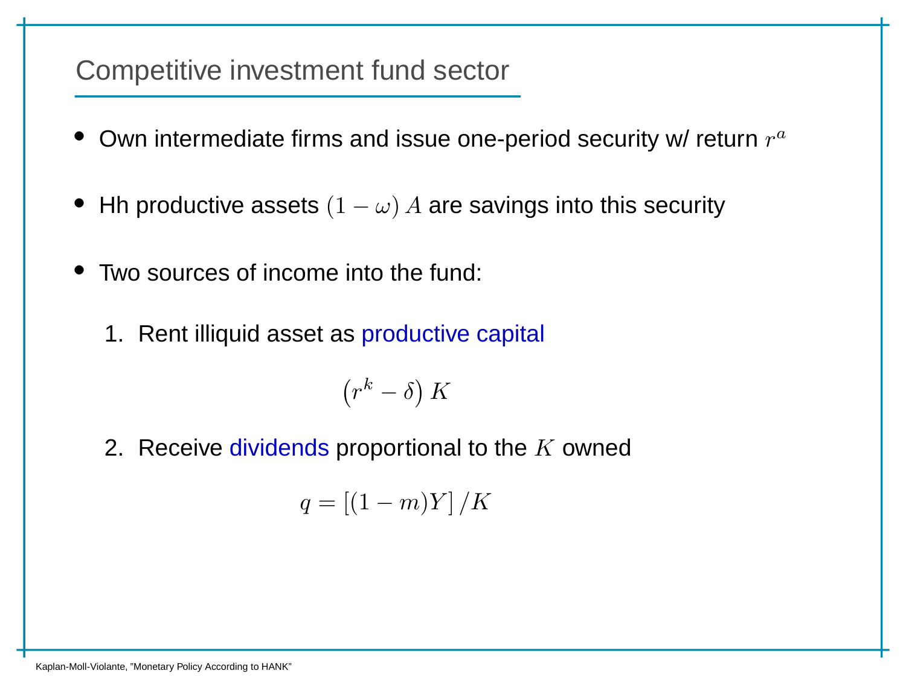## Competitive investment fund sector

- Own intermediate firms and issue one-period security w/ return $r^a$
- Hh productive assets $(1-\omega)\,A$ are savings into this security
- Two sources of income into the fund:
  1. Rent illiquid asset as productive capital

$$\left(r^k - \delta\right) K$$

  2. Receive dividends proportional to the $K$ owned

$$q = \left[(1-m)Y\right]/K$$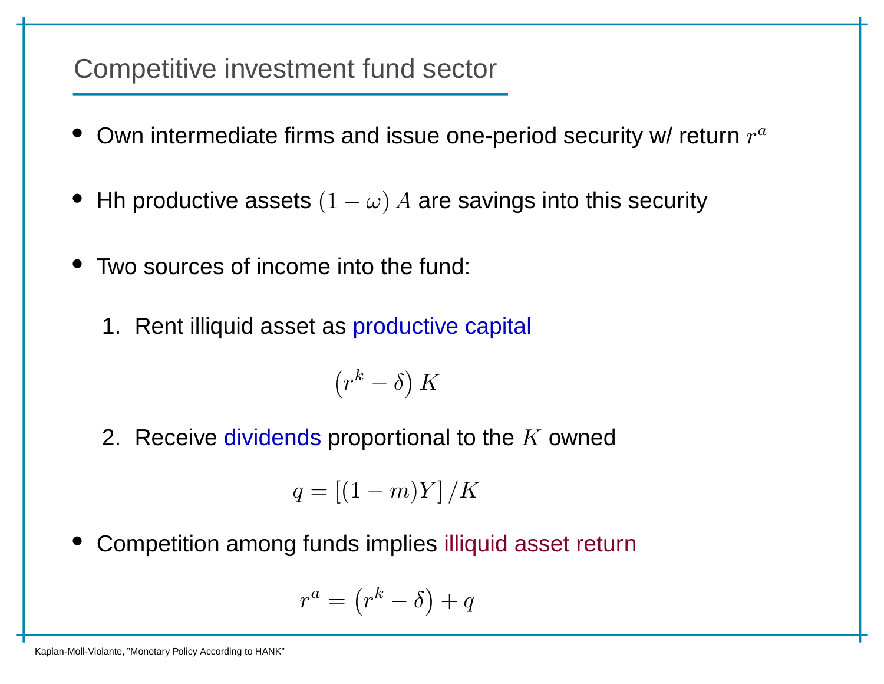## Competitive investment fund sector

- Own intermediate firms and issue one-period security w/ return $r^a$
- Hh productive assets $(1-\omega)\,A$ are savings into this security
- Two sources of income into the fund:
  1. Rent illiquid asset as productive capital

$$\left(r^k - \delta\right) K$$

  2. Receive dividends proportional to the $K$ owned

$$q = \left[(1-m)Y\right]/K$$

- Competition among funds implies illiquid asset return

$$r^a = \left(r^k - \delta\right) + q$$

Kaplan-Moll-Violante, "Monetary Policy According to HANK"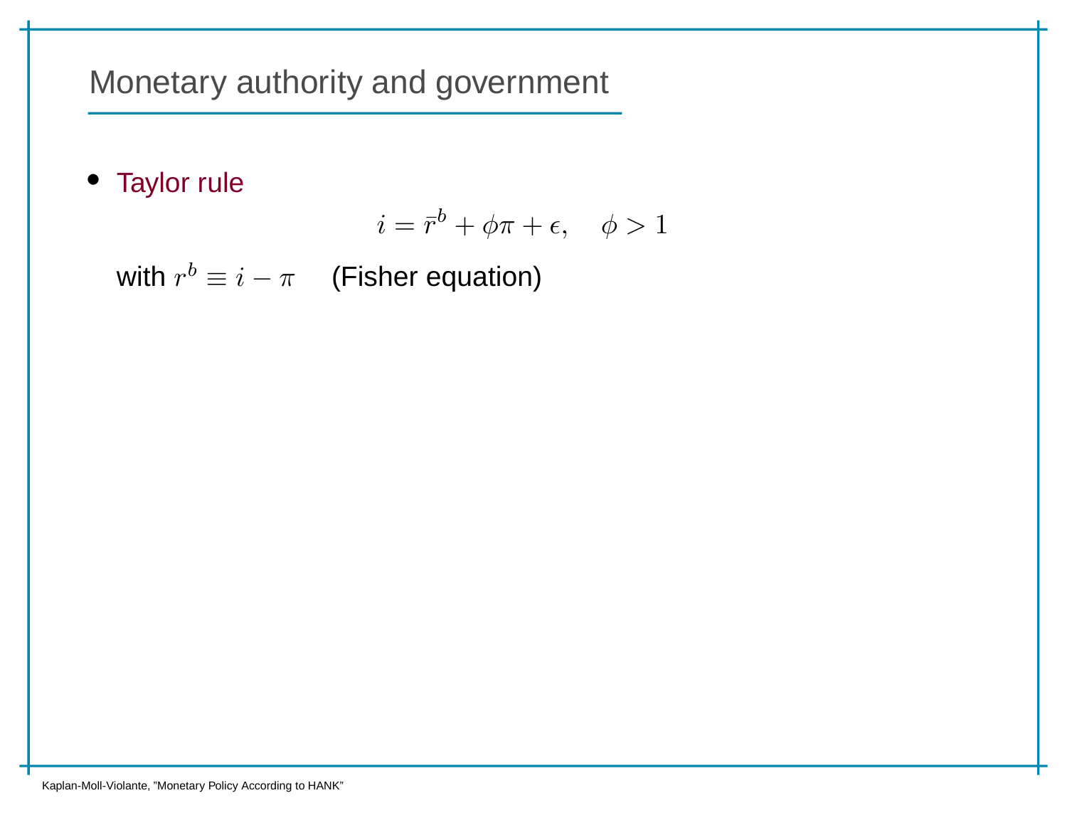# Monetary authority and government

- Taylor rule

$$i = \bar{r}^b + \phi\pi + \epsilon, \quad \phi > 1$$

with $r^b \equiv i - \pi$ (Fisher equation)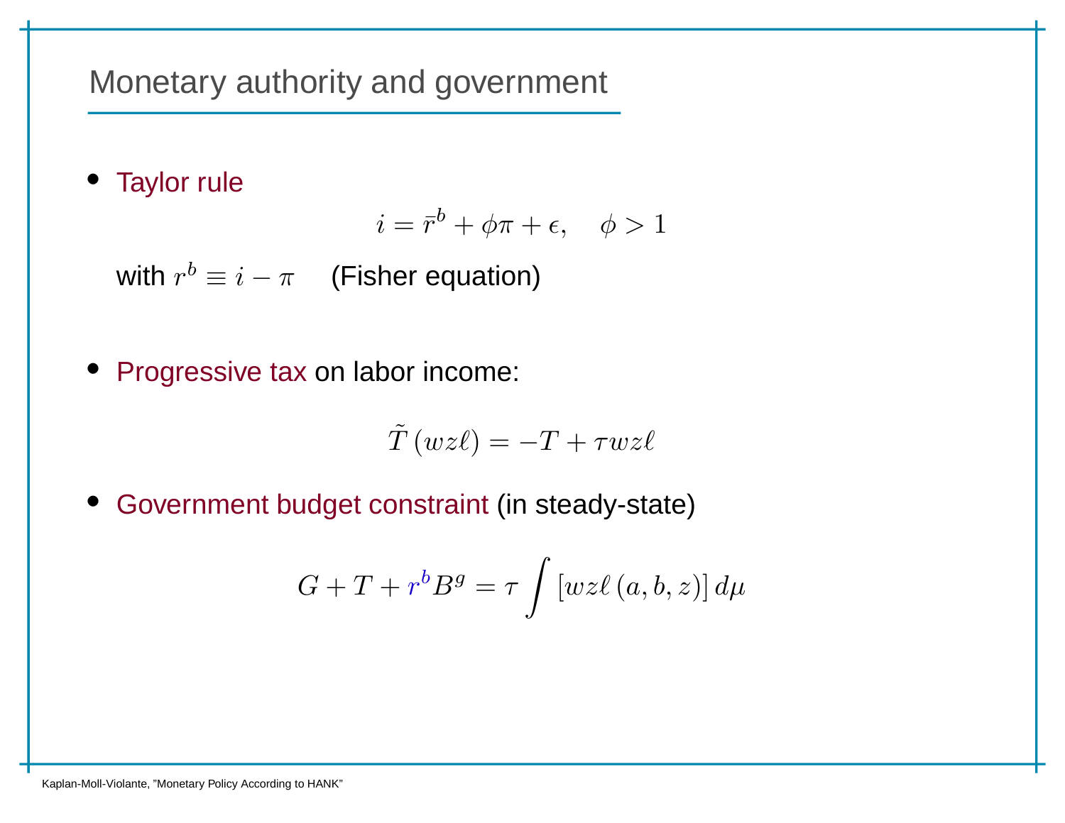# Monetary authority and government

- Taylor rule

$$i = \bar{r}^b + \phi\pi + \epsilon, \quad \phi > 1$$

with $r^b \equiv i - \pi$ (Fisher equation)

- Progressive tax on labor income:

$$\tilde{T}(wz\ell) = -T + \tau wz\ell$$

- Government budget constraint (in steady-state)

$$G + T + r^b B^g = \tau \int [wz\ell(a,b,z)]\, d\mu$$

Kaplan-Moll-Violante, "Monetary Policy According to HANK"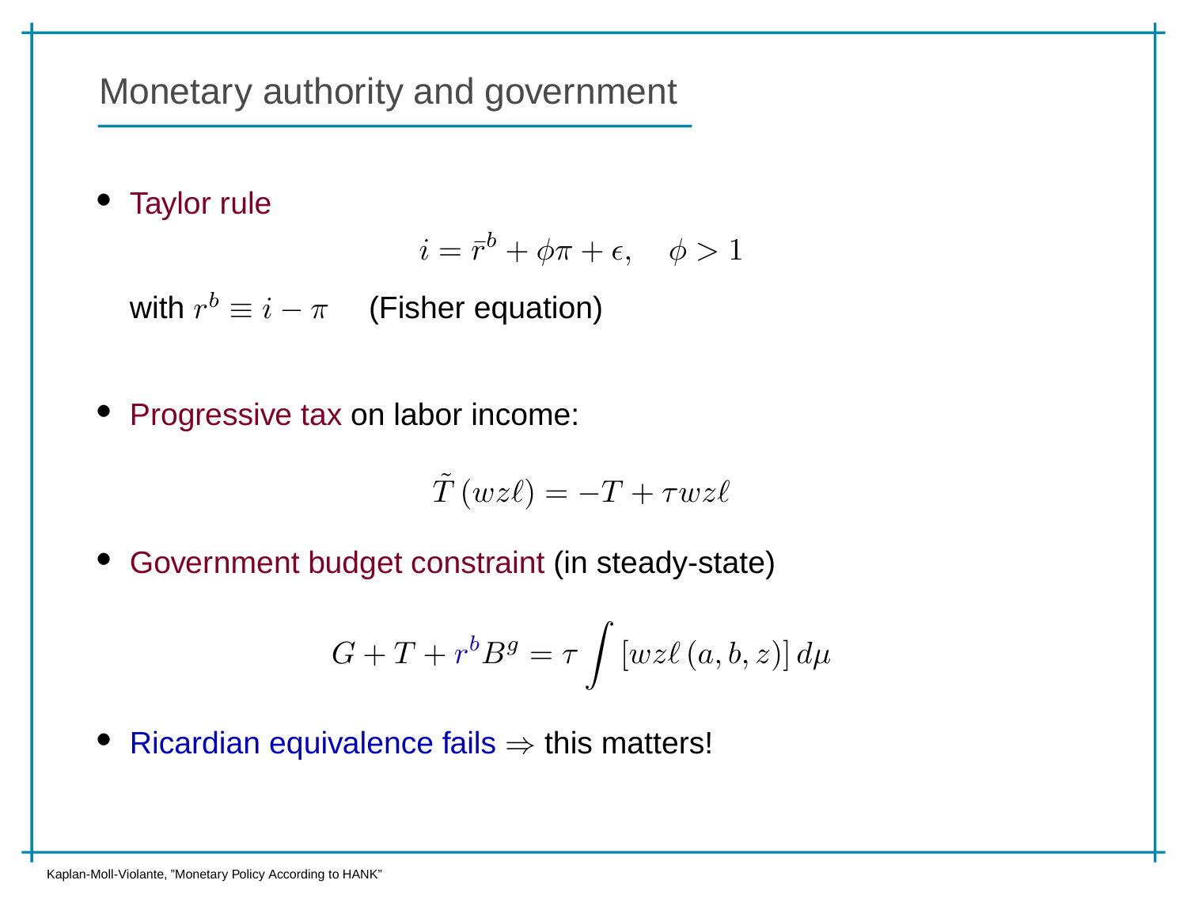# Monetary authority and government

- Taylor rule

$$i = \bar{r}^b + \phi\pi + \epsilon, \quad \phi > 1$$

with $r^b \equiv i - \pi$ (Fisher equation)

- Progressive tax on labor income:

$$\tilde{T}(wz\ell) = -T + \tau wz\ell$$

- Government budget constraint (in steady-state)

$$G + T + r^b B^g = \tau \int [wz\ell(a,b,z)]\, d\mu$$

- Ricardian equivalence fails $\Rightarrow$ this matters!

Kaplan-Moll-Violante, "Monetary Policy According to HANK"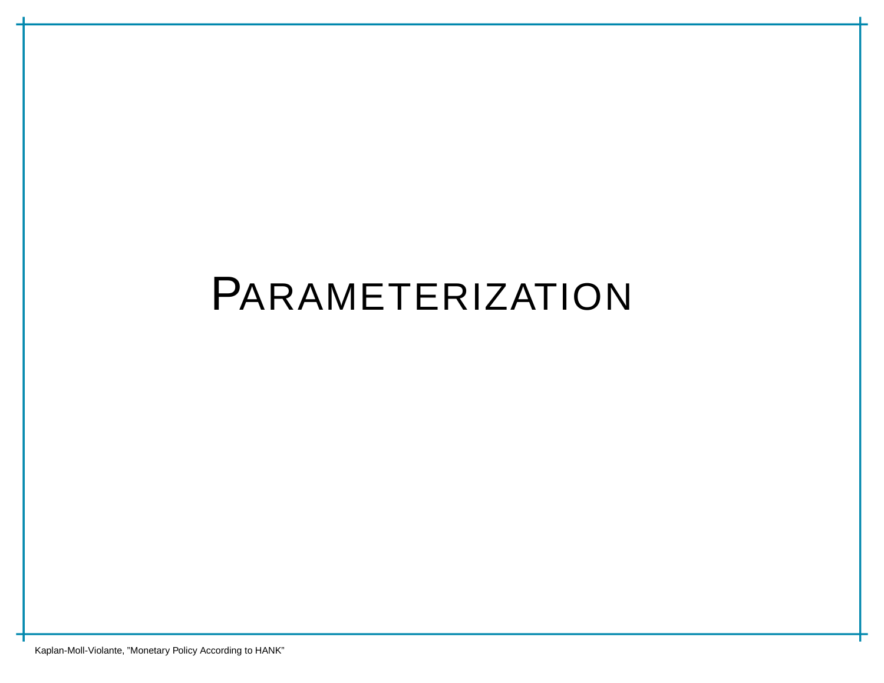# Parameterization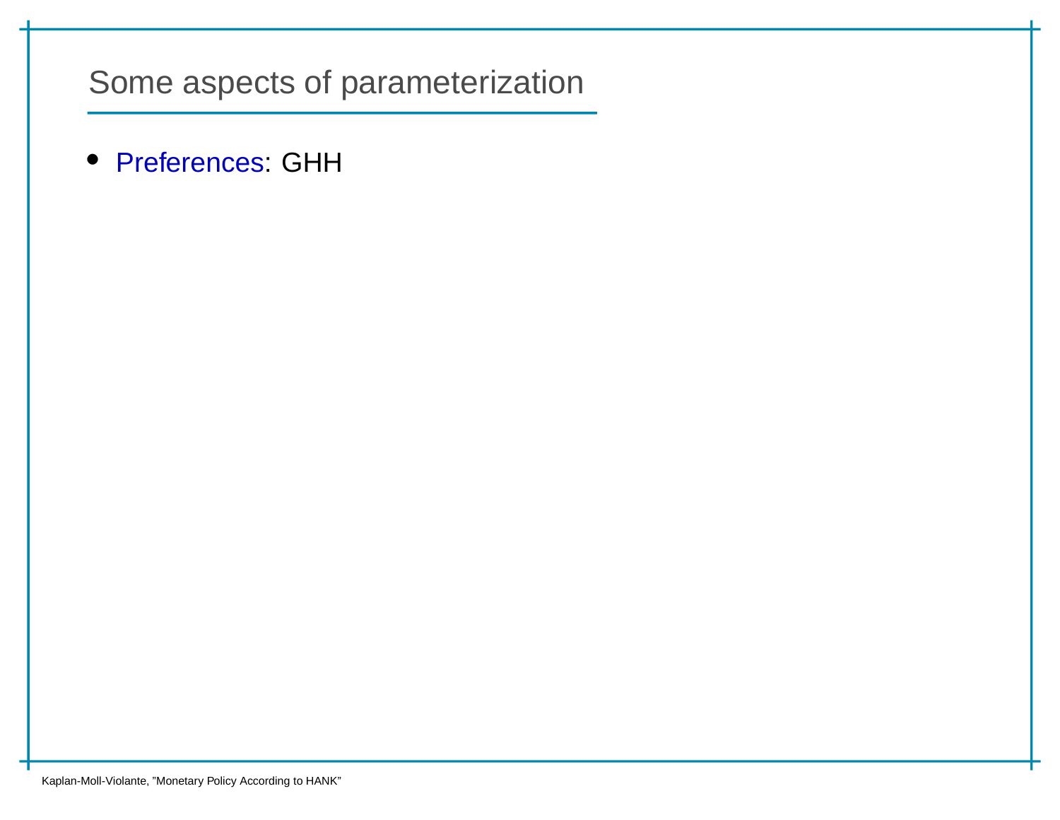# Some aspects of parameterization

- Preferences: GHH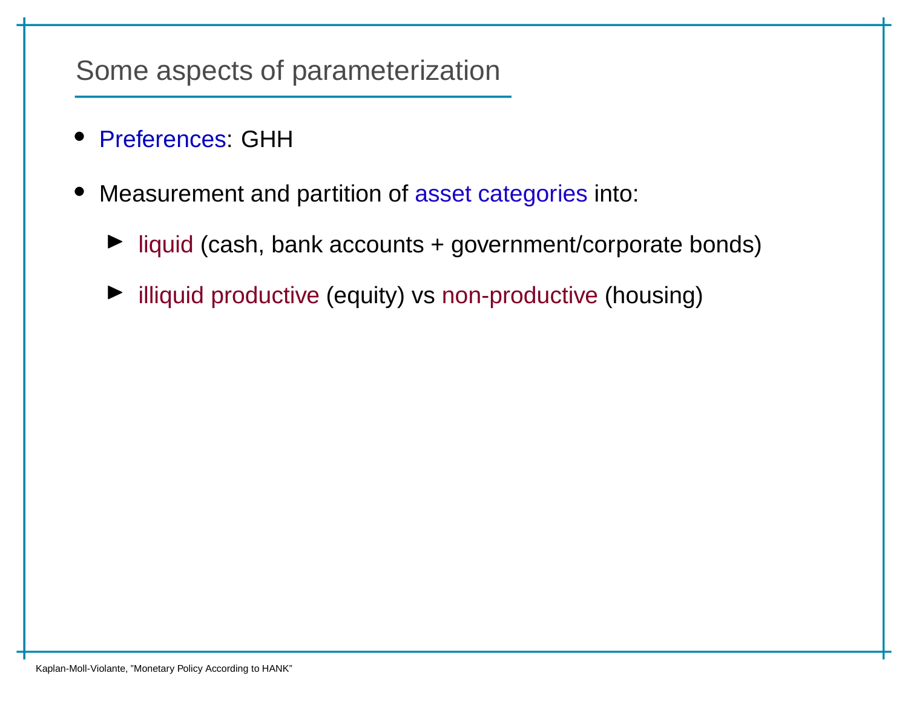# Some aspects of parameterization

- Preferences: GHH
- Measurement and partition of asset categories into:
  - liquid (cash, bank accounts + government/corporate bonds)
  - illiquid productive (equity) vs non-productive (housing)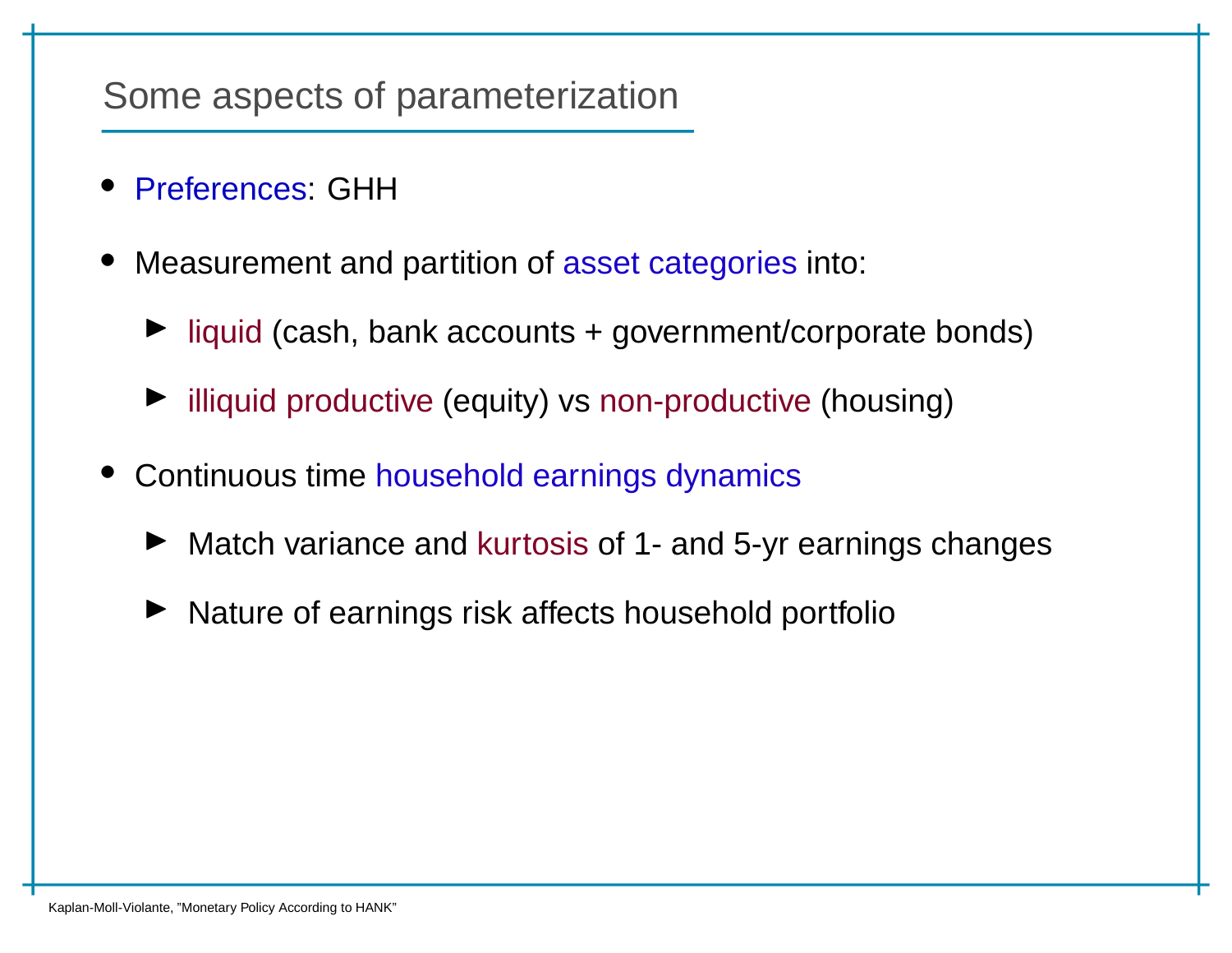## Some aspects of parameterization

- Preferences: GHH
- Measurement and partition of asset categories into:
  - liquid (cash, bank accounts + government/corporate bonds)
  - illiquid productive (equity) vs non-productive (housing)
- Continuous time household earnings dynamics
  - Match variance and kurtosis of 1- and 5-yr earnings changes
  - Nature of earnings risk affects household portfolio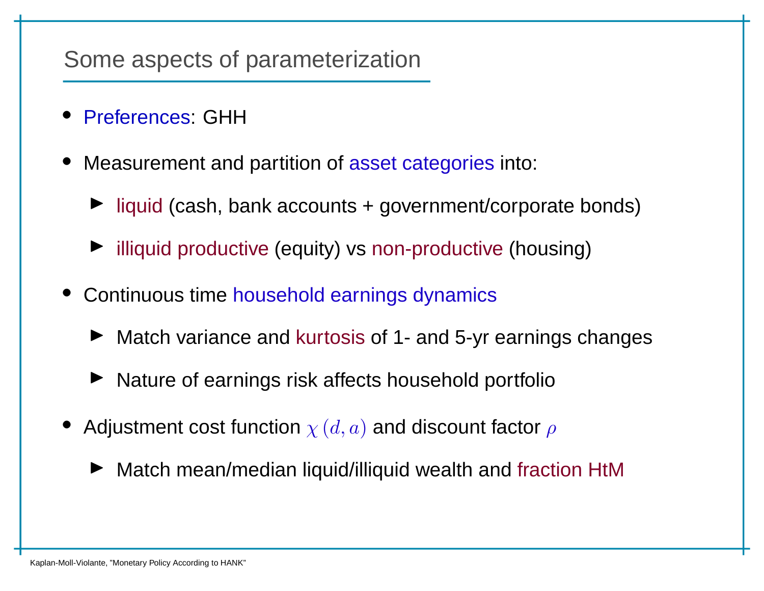## Some aspects of parameterization

- Preferences: GHH
- Measurement and partition of asset categories into:
  - liquid (cash, bank accounts + government/corporate bonds)
  - illiquid productive (equity) vs non-productive (housing)
- Continuous time household earnings dynamics
  - Match variance and kurtosis of 1- and 5-yr earnings changes
  - Nature of earnings risk affects household portfolio
- Adjustment cost function $\chi(d, a)$ and discount factor $\rho$
  - Match mean/median liquid/illiquid wealth and fraction HtM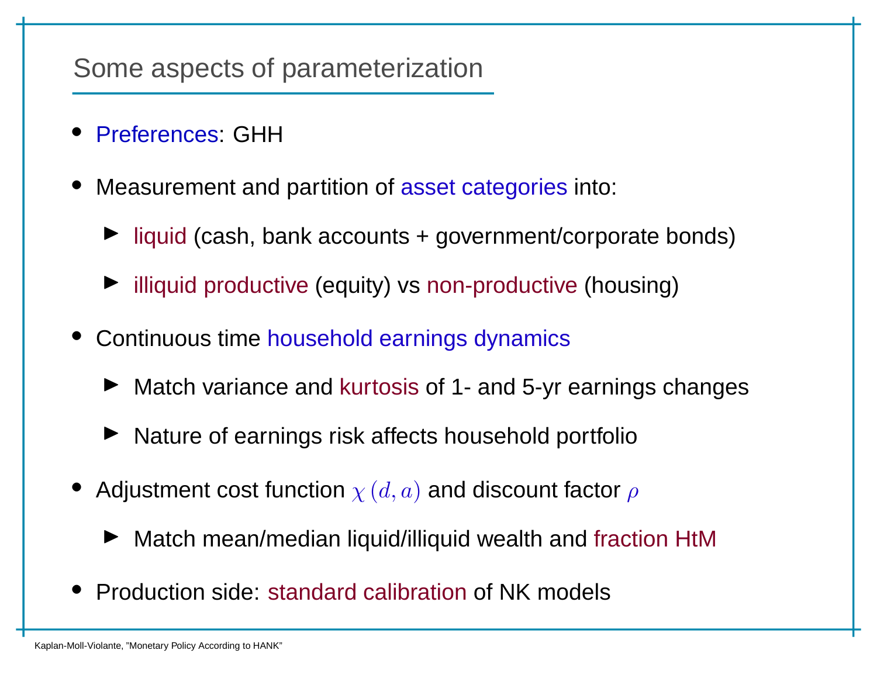## Some aspects of parameterization

- Preferences: GHH
- Measurement and partition of asset categories into:
  - liquid (cash, bank accounts + government/corporate bonds)
  - illiquid productive (equity) vs non-productive (housing)
- Continuous time household earnings dynamics
  - Match variance and kurtosis of 1- and 5-yr earnings changes
  - Nature of earnings risk affects household portfolio
- Adjustment cost function $\chi(d, a)$ and discount factor $\rho$
  - Match mean/median liquid/illiquid wealth and fraction HtM
- Production side: standard calibration of NK models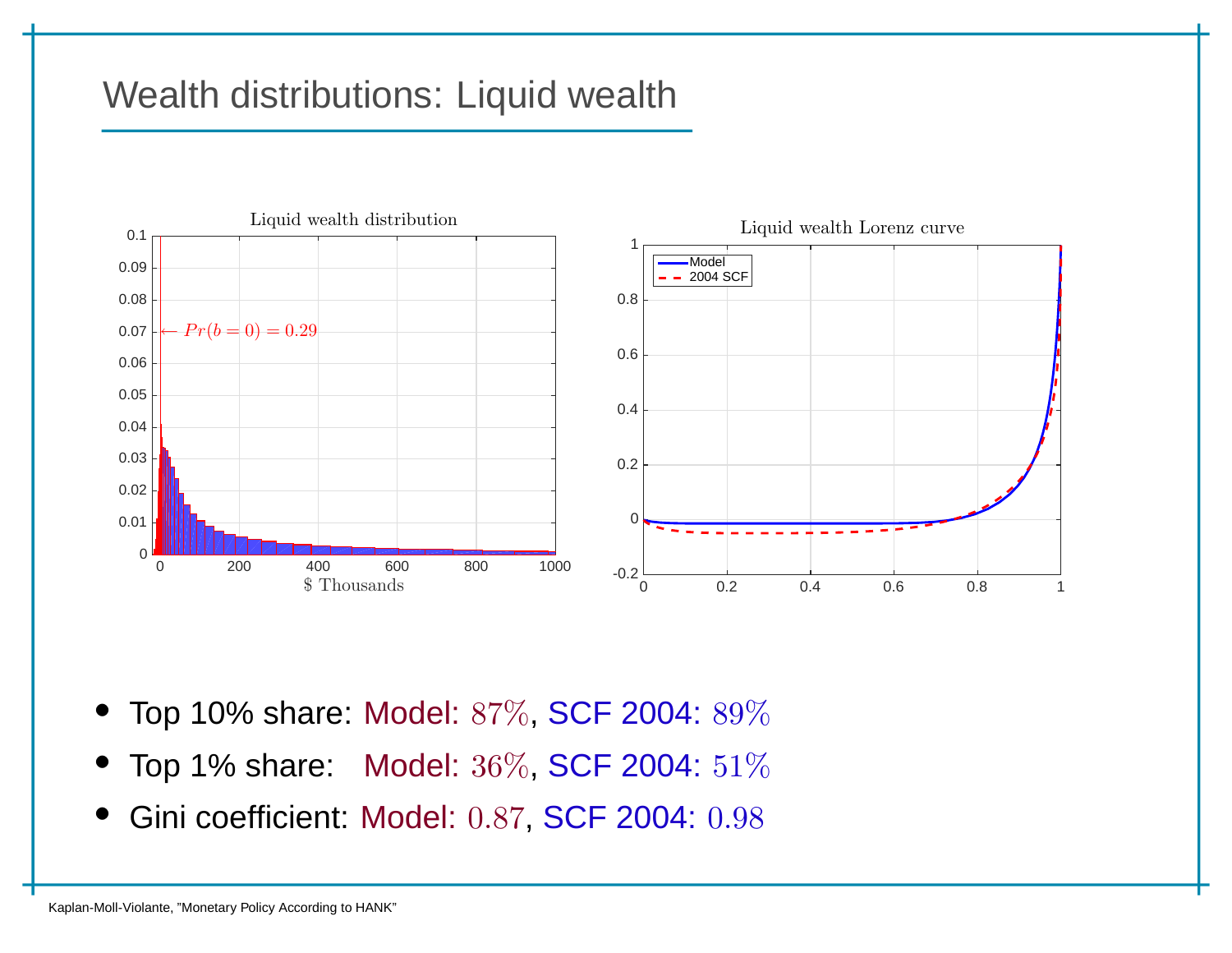# Wealth distributions: Liquid wealth

- Top 10% share: Model: $87\%$, SCF 2004: $89\%$
- Top 1% share: Model: $36\%$, SCF 2004: $51\%$
- Gini coefficient: Model: $0.87$, SCF 2004: $0.98$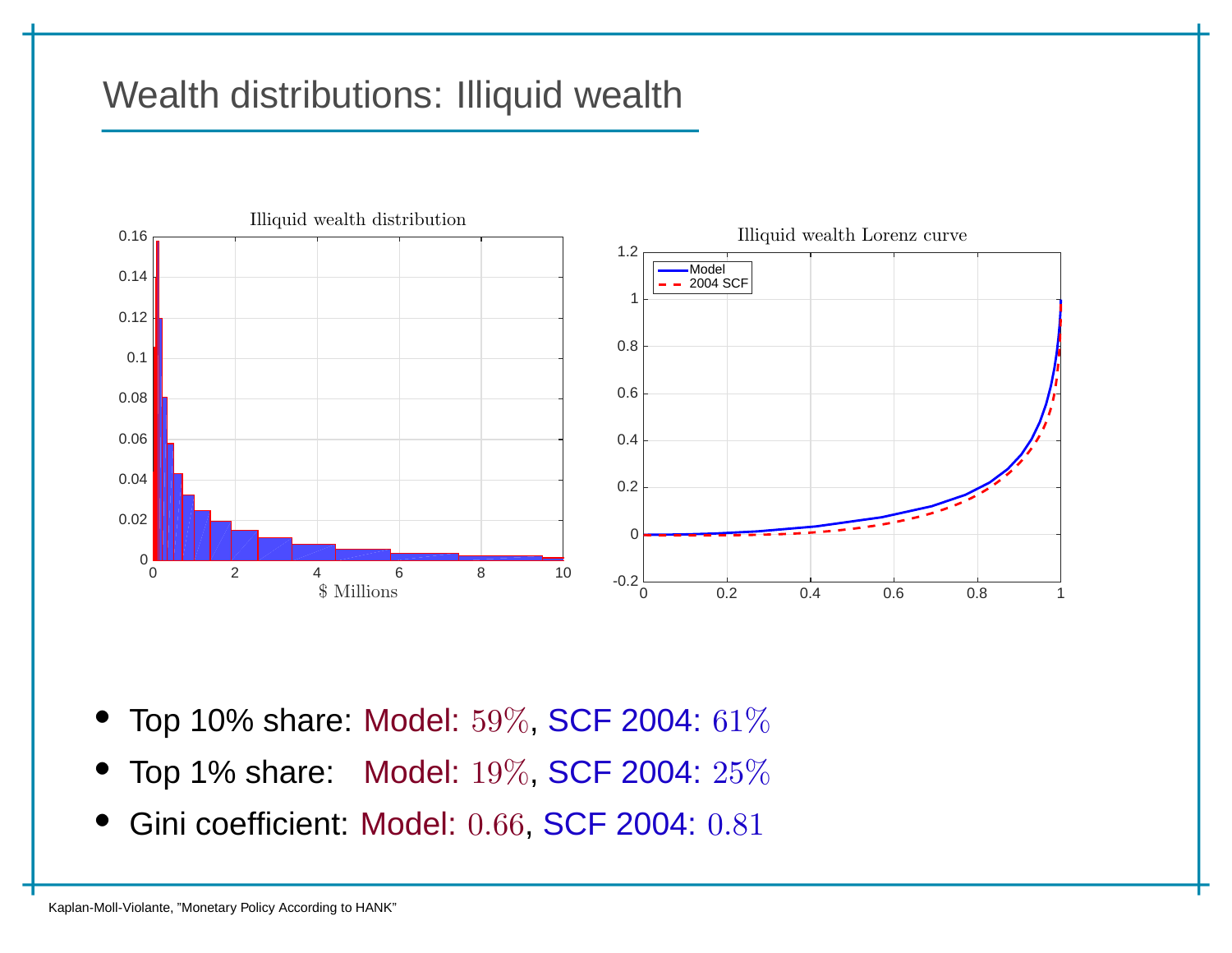# Wealth distributions: Illiquid wealth

- Top 10% share: Model: $59\%$, SCF 2004: $61\%$
- Top 1% share: Model: $19\%$, SCF 2004: $25\%$
- Gini coefficient: Model: $0.66$, SCF 2004: $0.81$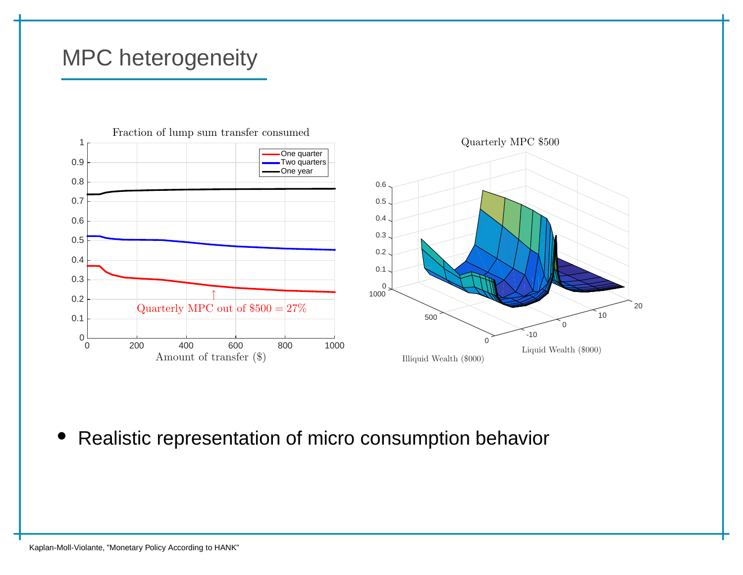# MPC heterogeneity

- Realistic representation of micro consumption behavior

Kaplan-Moll-Violante, "Monetary Policy According to HANK"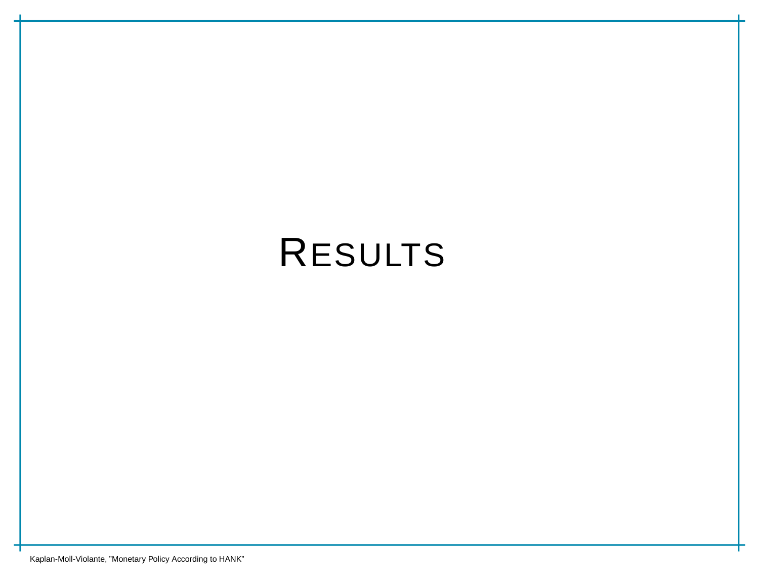# RESULTS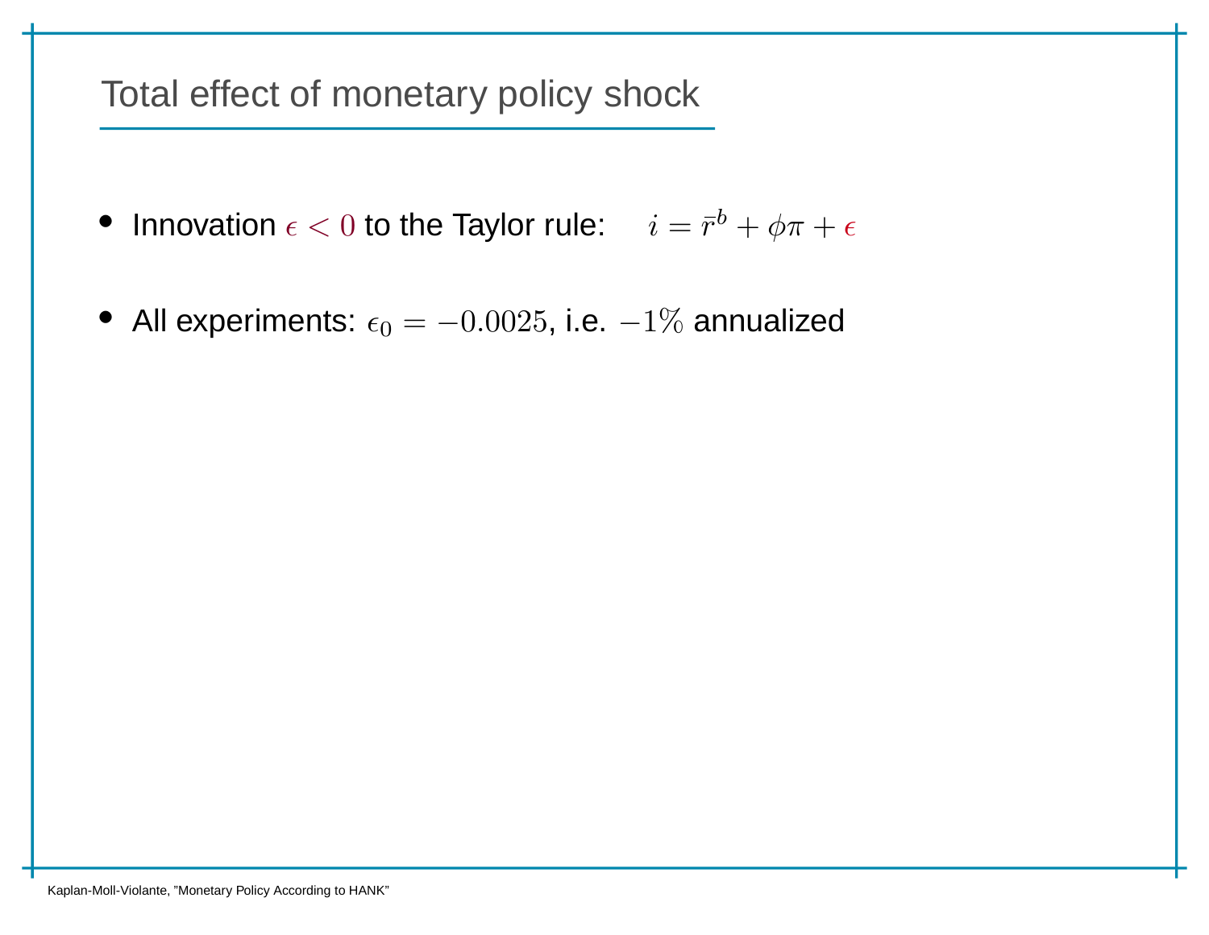# Total effect of monetary policy shock

- Innovation $\epsilon < 0$ to the Taylor rule: $i = \bar{r}^b + \phi\pi + \epsilon$
- All experiments: $\epsilon_0 = -0.0025$, i.e. $-1\%$ annualized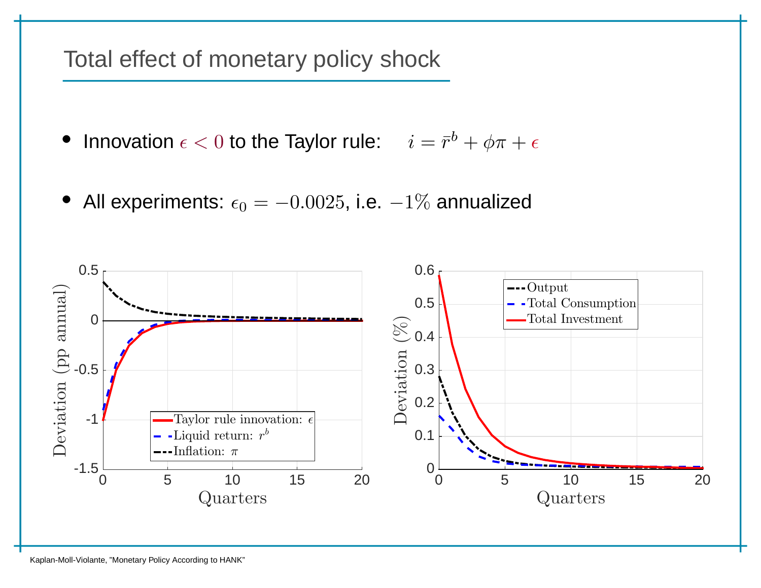# Total effect of monetary policy shock

- Innovation $\epsilon < 0$ to the Taylor rule: $i = \bar{r}^b + \phi\pi + \epsilon$
- All experiments: $\epsilon_0 = -0.0025$, i.e. $-1\%$ annualized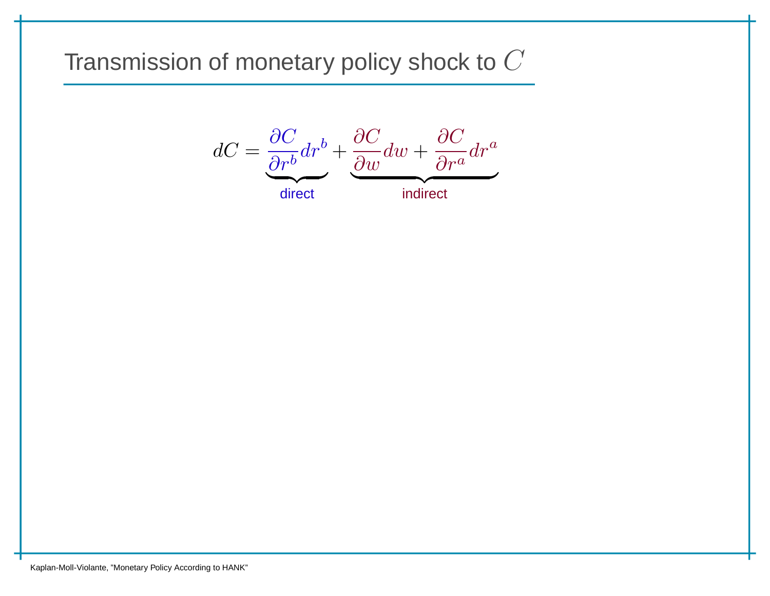# Transmission of monetary policy shock to $C$

$$dC = \underbrace{\frac{\partial C}{\partial r^b} dr^b}_{\text{direct}} + \underbrace{\frac{\partial C}{\partial w} dw + \frac{\partial C}{\partial r^a} dr^a}_{\text{indirect}}$$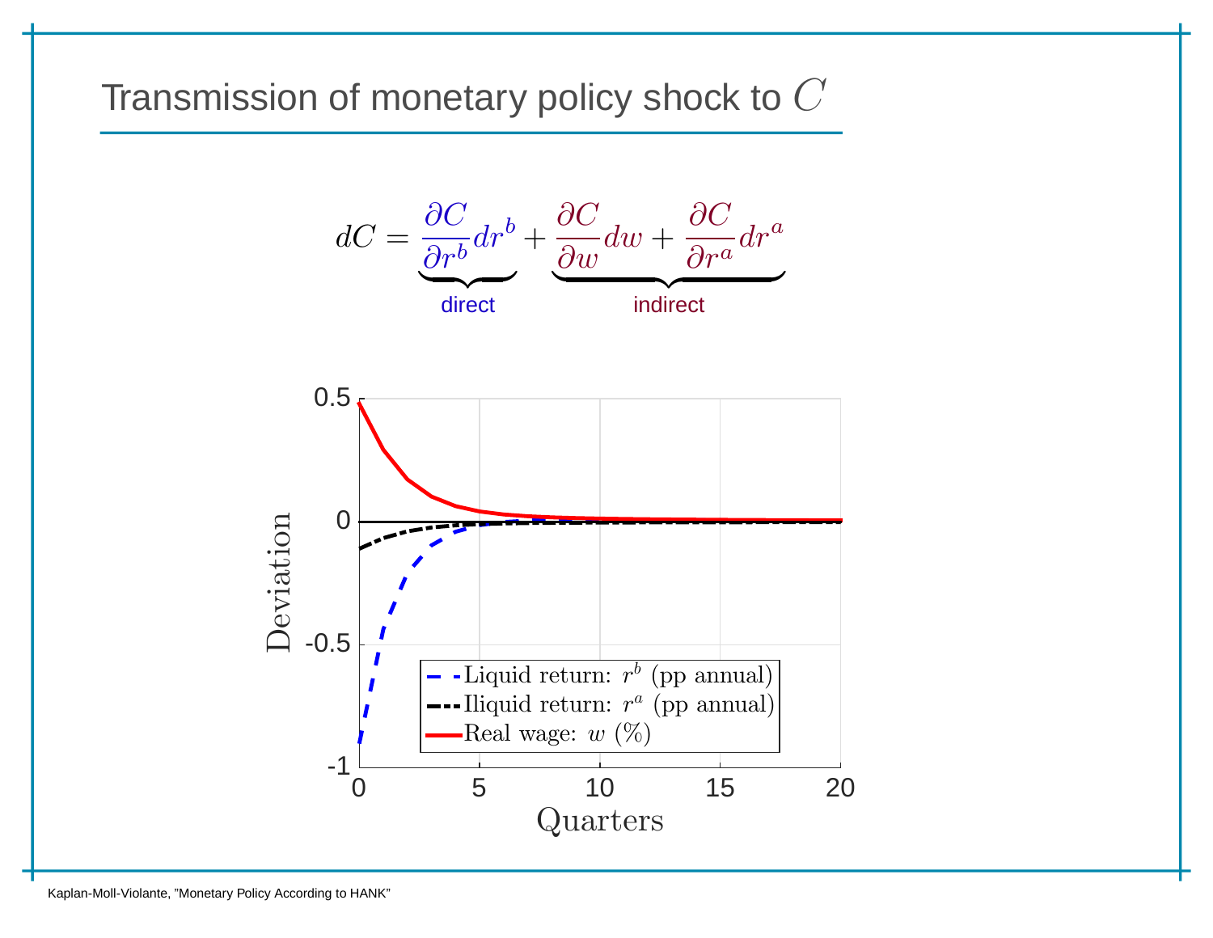# Transmission of monetary policy shock to $C$

$$dC = \underbrace{\frac{\partial C}{\partial r^b} dr^b}_{\text{direct}} + \underbrace{\frac{\partial C}{\partial w} dw + \frac{\partial C}{\partial r^a} dr^a}_{\text{indirect}}$$

Legend:
- Liquid return: $r^b$ (pp annual)
- Iliquid return: $r^a$ (pp annual)
- Real wage: $w$ (%)

Axes: Deviation (vertical, -1 to 0.5); Quarters (horizontal, 0 to 20)

Kaplan-Moll-Violante, "Monetary Policy According to HANK"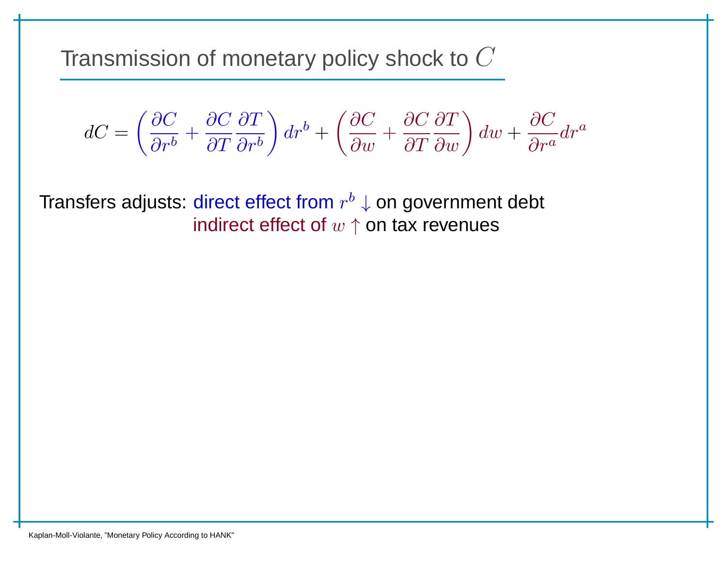# Transmission of monetary policy shock to $C$

$$dC = \left( \frac{\partial C}{\partial r^b} + \frac{\partial C}{\partial T} \frac{\partial T}{\partial r^b} \right) dr^b + \left( \frac{\partial C}{\partial w} + \frac{\partial C}{\partial T} \frac{\partial T}{\partial w} \right) dw + \frac{\partial C}{\partial r^a} dr^a$$

Transfers adjusts: direct effect from $r^b \downarrow$ on government debt
indirect effect of $w \uparrow$ on tax revenues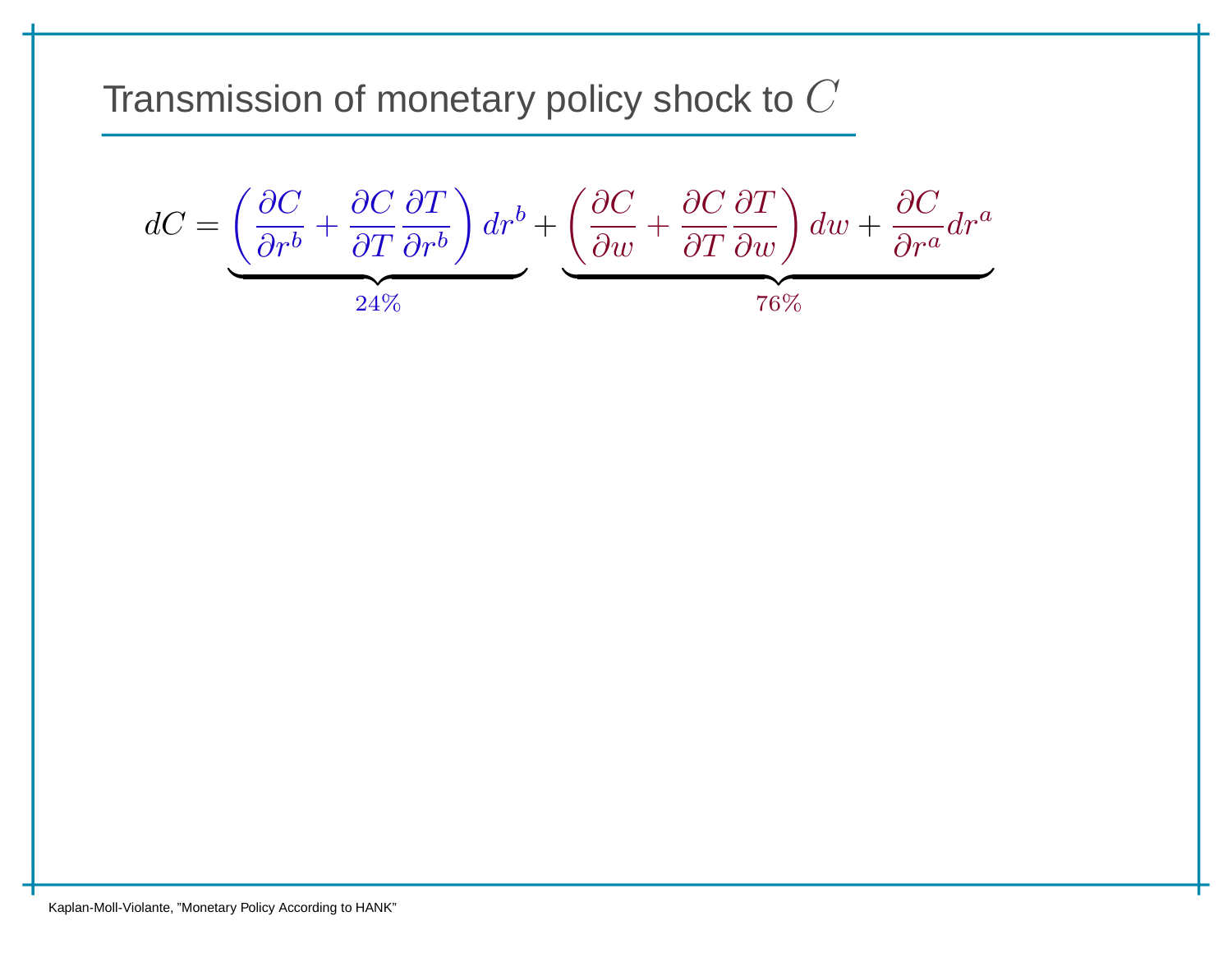# Transmission of monetary policy shock to $C$

$$dC = \underbrace{\left(\frac{\partial C}{\partial r^b} + \frac{\partial C}{\partial T}\frac{\partial T}{\partial r^b}\right) dr^b}_{24\%} + \underbrace{\left(\frac{\partial C}{\partial w} + \frac{\partial C}{\partial T}\frac{\partial T}{\partial w}\right) dw + \frac{\partial C}{\partial r^a} dr^a}_{76\%}$$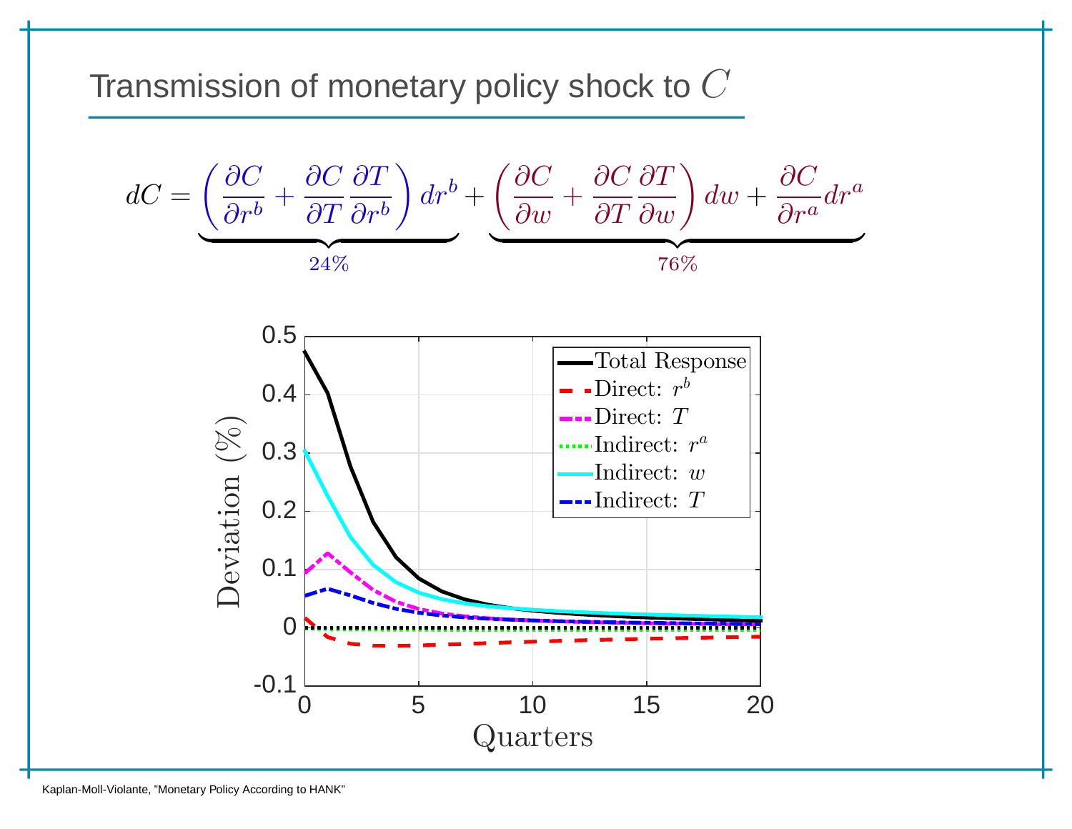# Transmission of monetary policy shock to $C$

$$dC = \underbrace{\left(\frac{\partial C}{\partial r^b} + \frac{\partial C}{\partial T}\frac{\partial T}{\partial r^b}\right) dr^b}_{24\%} + \underbrace{\left(\frac{\partial C}{\partial w} + \frac{\partial C}{\partial T}\frac{\partial T}{\partial w}\right) dw + \frac{\partial C}{\partial r^a} dr^a}_{76\%}$$

Legend: Total Response; Direct: $r^b$; Direct: $T$; Indirect: $r^a$; Indirect: $w$; Indirect: $T$

Vertical axis: Deviation (%), from -0.1 to 0.5

Horizontal axis: Quarters, from 0 to 20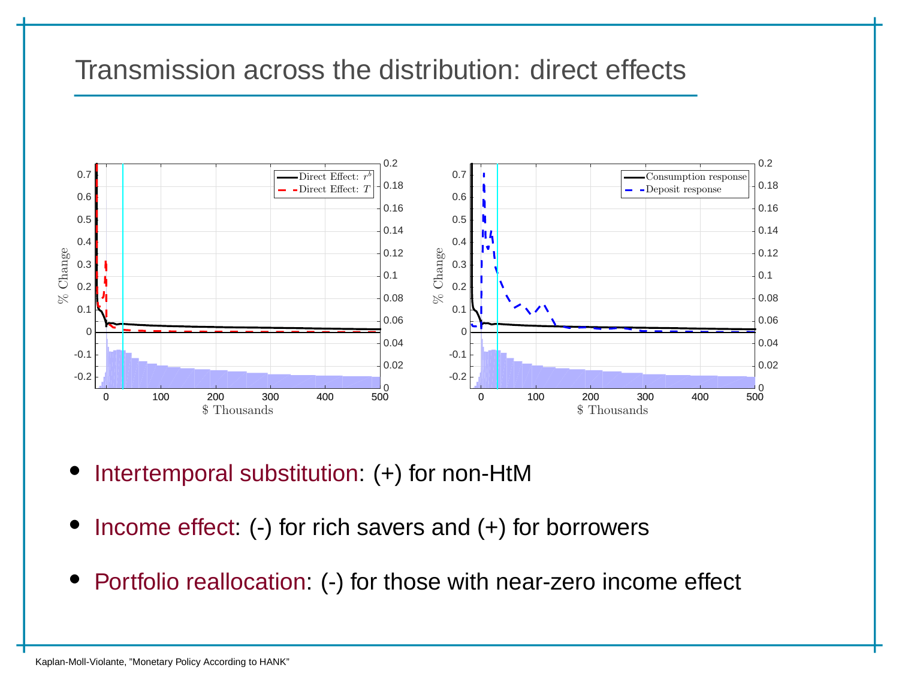# Transmission across the distribution: direct effects

- Intertemporal substitution: (+) for non-HtM
- Income effect: (-) for rich savers and (+) for borrowers
- Portfolio reallocation: (-) for those with near-zero income effect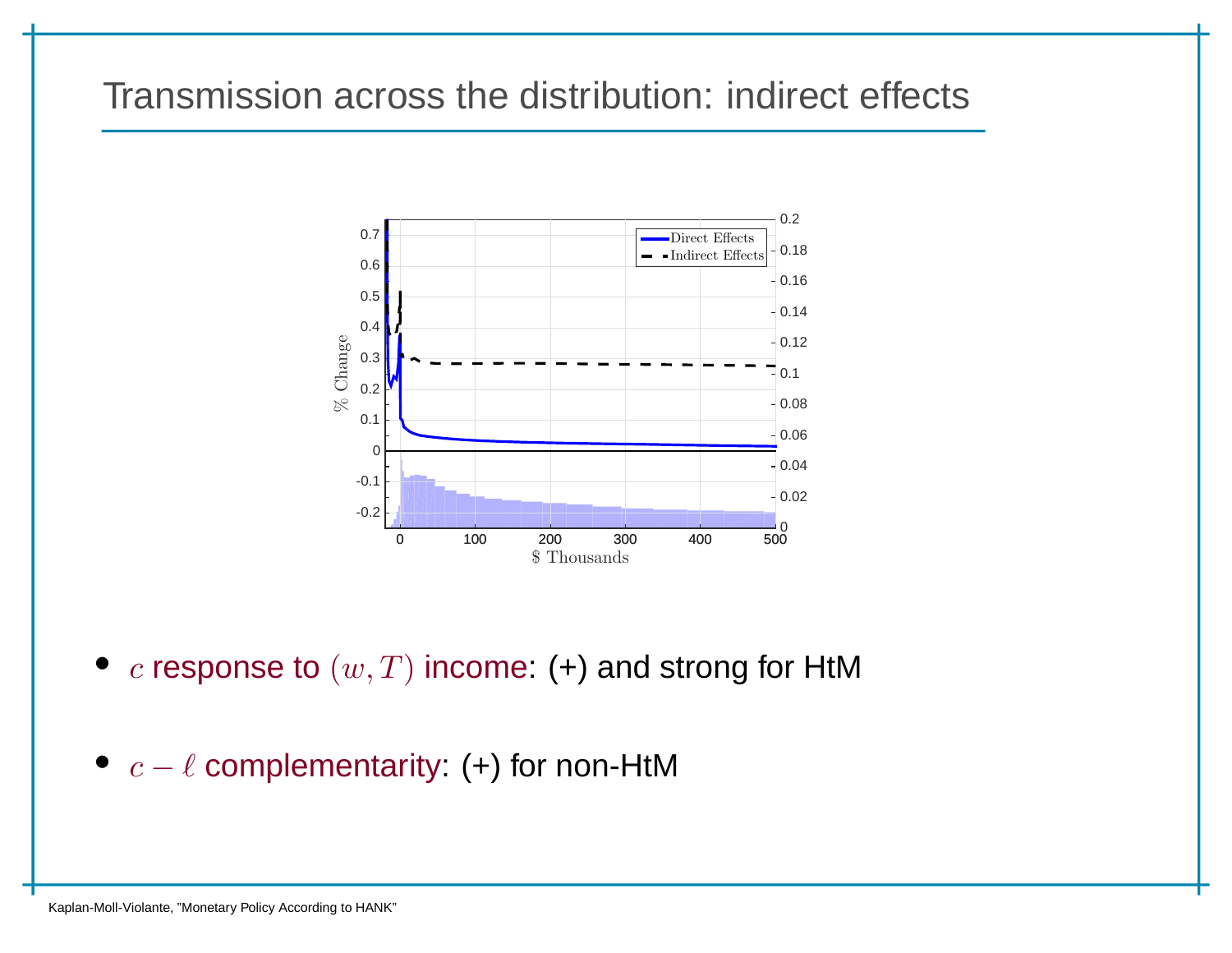# Transmission across the distribution: indirect effects

- $c$ response to $(w, T)$ income: (+) and strong for HtM
- $c - \ell$ complementarity: (+) for non-HtM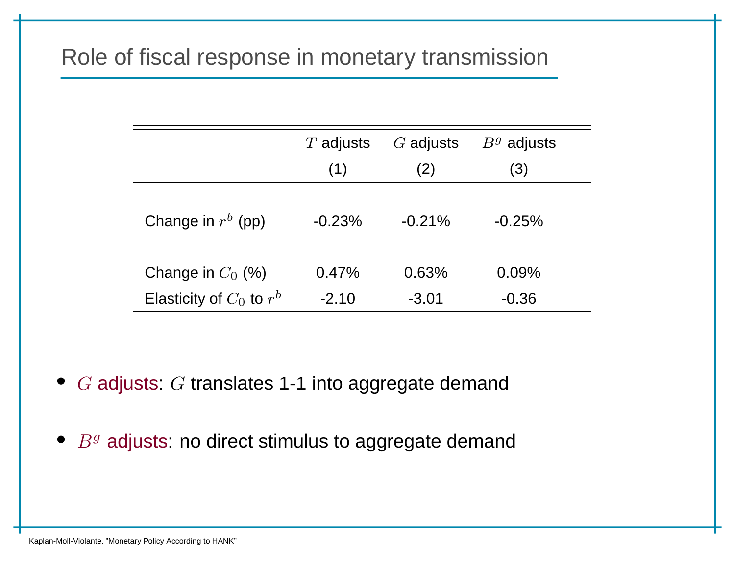# Role of fiscal response in monetary transmission

| | $T$ adjusts | $G$ adjusts | $B^g$ adjusts |
|---|---|---|---|
| | (1) | (2) | (3) |
| Change in $r^b$ (pp) | -0.23% | -0.21% | -0.25% |
| Change in $C_0$ (%) | 0.47% | 0.63% | 0.09% |
| Elasticity of $C_0$ to $r^b$ | -2.10 | -3.01 | -0.36 |

- $G$ adjusts: $G$ translates 1-1 into aggregate demand
- $B^g$ adjusts: no direct stimulus to aggregate demand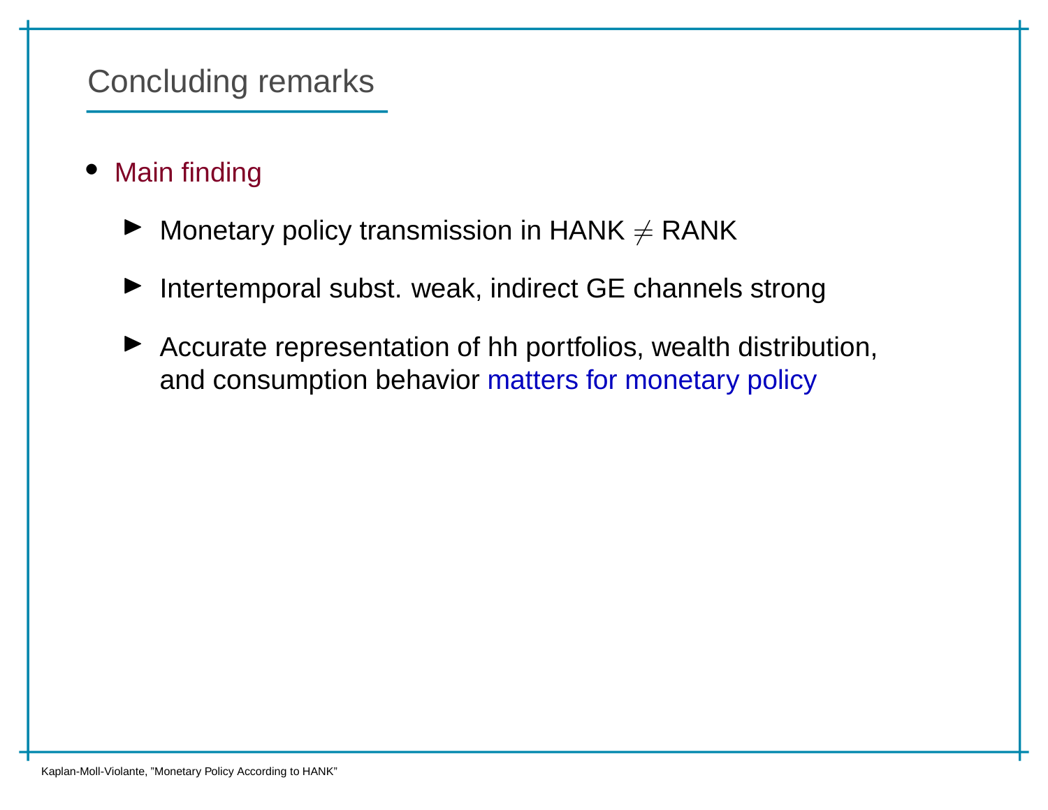## Concluding remarks

- Main finding
  - Monetary policy transmission in HANK $\neq$ RANK
  - Intertemporal subst. weak, indirect GE channels strong
  - Accurate representation of hh portfolios, wealth distribution, and consumption behavior matters for monetary policy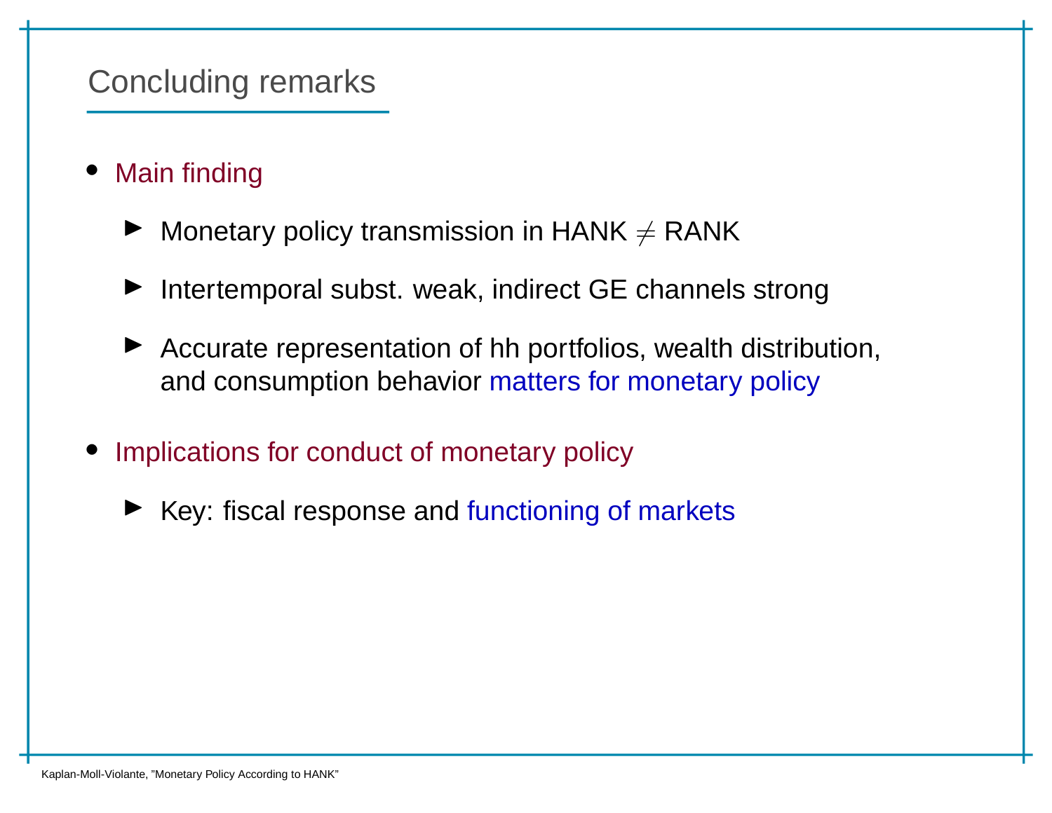# Concluding remarks

- Main finding
  - Monetary policy transmission in HANK $\neq$ RANK
  - Intertemporal subst. weak, indirect GE channels strong
  - Accurate representation of hh portfolios, wealth distribution, and consumption behavior matters for monetary policy
- Implications for conduct of monetary policy
  - Key: fiscal response and functioning of markets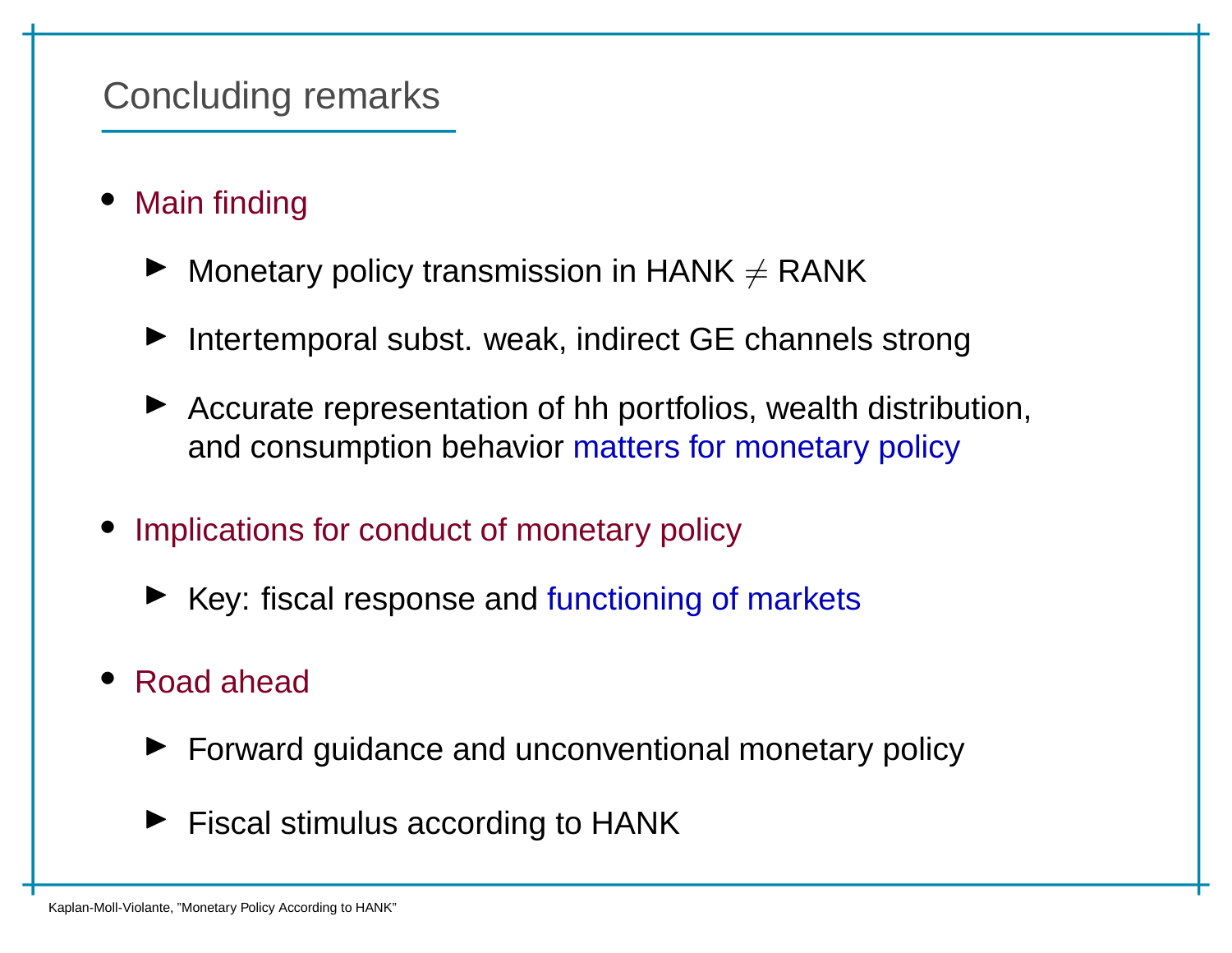## Concluding remarks

- Main finding
  - Monetary policy transmission in HANK $\neq$ RANK
  - Intertemporal subst. weak, indirect GE channels strong
  - Accurate representation of hh portfolios, wealth distribution, and consumption behavior matters for monetary policy
- Implications for conduct of monetary policy
  - Key: fiscal response and functioning of markets
- Road ahead
  - Forward guidance and unconventional monetary policy
  - Fiscal stimulus according to HANK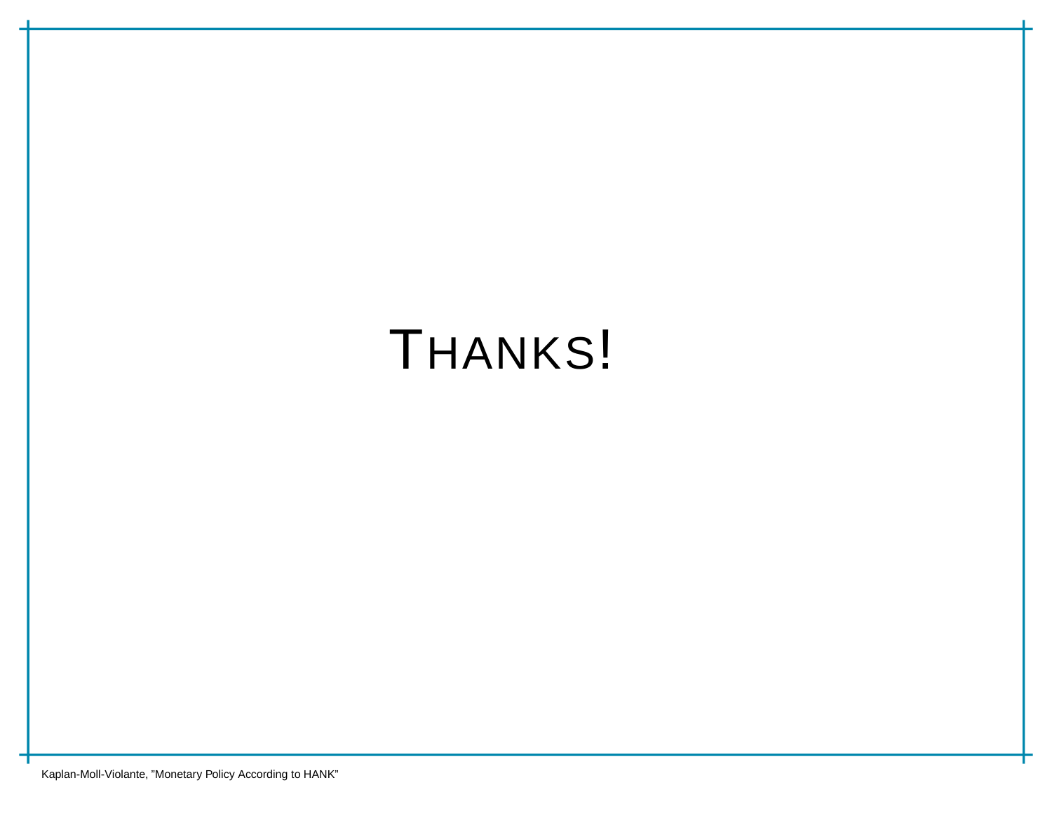# THANKS!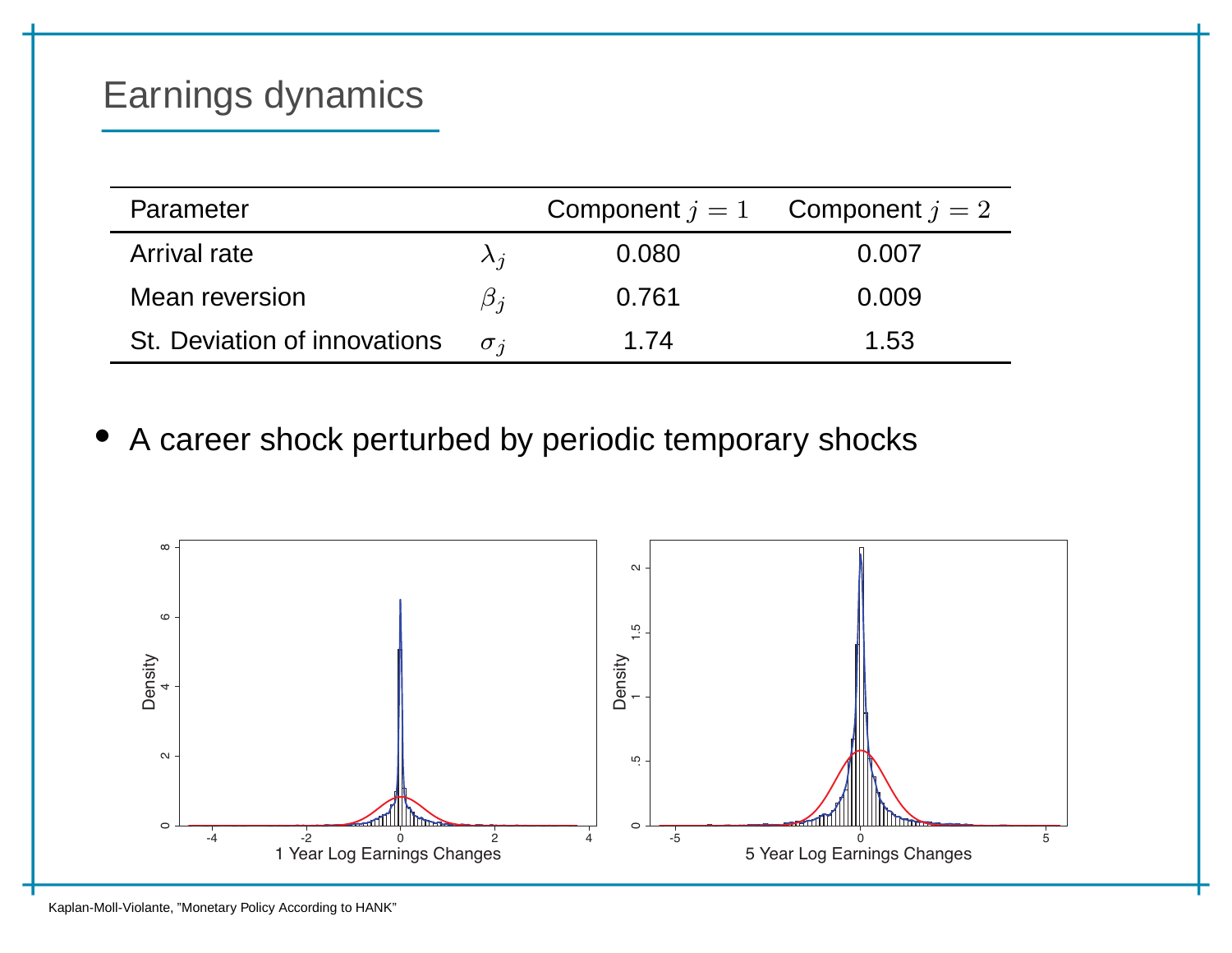## Earnings dynamics

| Parameter | | Component $j = 1$ | Component $j = 2$ |
|---|---|---|---|
| Arrival rate | $\lambda_j$ | 0.080 | 0.007 |
| Mean reversion | $\beta_j$ | 0.761 | 0.009 |
| St. Deviation of innovations | $\sigma_j$ | 1.74 | 1.53 |

- A career shock perturbed by periodic temporary shocks

Kaplan-Moll-Violante, "Monetary Policy According to HANK"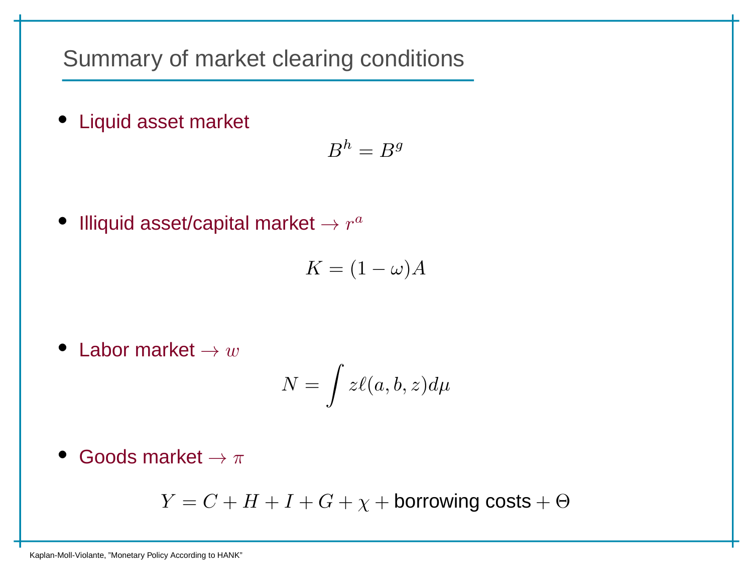# Summary of market clearing conditions

- Liquid asset market

$$B^h = B^g$$

- Illiquid asset/capital market $\to r^a$

$$K = (1 - \omega)A$$

- Labor market $\to w$

$$N = \int z\ell(a, b, z)d\mu$$

- Goods market $\to \pi$

$$Y = C + H + I + G + \chi + \text{borrowing costs} + \Theta$$

Kaplan-Moll-Violante, "Monetary Policy According to HANK"